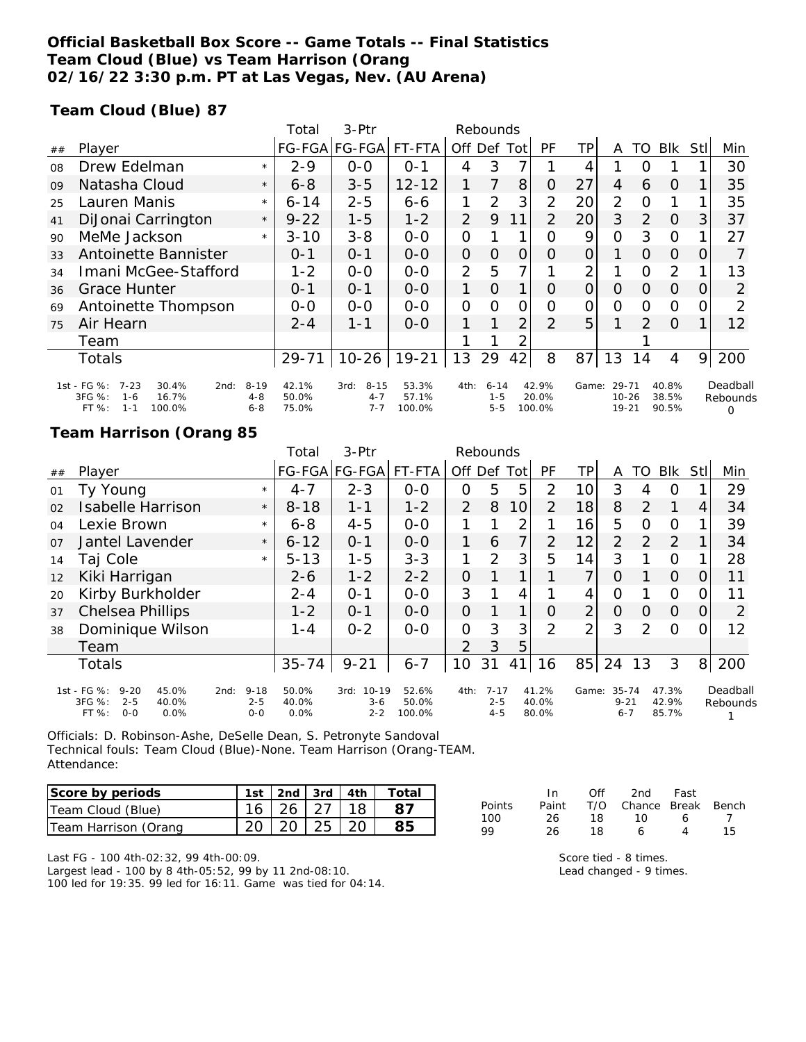**Official Basketball Box Score -- Game Totals -- Final Statistics**
**Team Cloud (Blue) vs Team Harrison (Orang**
**02/16/22 3:30 p.m. PT at Las Vegas, Nev. (AU Arena)**

**Team Cloud (Blue) 87**

| ## | Player | | Total FG-FGA | 3-Ptr FG-FGA | FT-FTA | Rebounds Off | Def | Tot | PF | TP | A | TO | Blk | Stl | Min |
|---|---|---|---|---|---|---|---|---|---|---|---|---|---|---|---|
| 08 | Drew Edelman | * | 2-9 | 0-0 | 0-1 | 4 | 3 | 7 | 1 | 4 | 1 | 0 | 1 | 1 | 30 |
| 09 | Natasha Cloud | * | 6-8 | 3-5 | 12-12 | 1 | 7 | 8 | 0 | 27 | 4 | 6 | 0 | 1 | 35 |
| 25 | Lauren Manis | * | 6-14 | 2-5 | 6-6 | 1 | 2 | 3 | 2 | 20 | 2 | 0 | 1 | 1 | 35 |
| 41 | DiJonai Carrington | * | 9-22 | 1-5 | 1-2 | 2 | 9 | 11 | 2 | 20 | 3 | 2 | 0 | 3 | 37 |
| 90 | MeMe Jackson | * | 3-10 | 3-8 | 0-0 | 0 | 1 | 1 | 0 | 9 | 0 | 3 | 0 | 1 | 27 |
| 33 | Antoinette Bannister | | 0-1 | 0-1 | 0-0 | 0 | 0 | 0 | 0 | 0 | 1 | 0 | 0 | 0 | 7 |
| 34 | Imani McGee-Stafford | | 1-2 | 0-0 | 0-0 | 2 | 5 | 7 | 1 | 2 | 1 | 0 | 2 | 1 | 13 |
| 36 | Grace Hunter | | 0-1 | 0-1 | 0-0 | 1 | 0 | 1 | 0 | 0 | 0 | 0 | 0 | 0 | 2 |
| 69 | Antoinette Thompson | | 0-0 | 0-0 | 0-0 | 0 | 0 | 0 | 0 | 0 | 0 | 0 | 0 | 0 | 2 |
| 75 | Air Hearn | | 2-4 | 1-1 | 0-0 | 1 | 1 | 2 | 2 | 5 | 1 | 2 | 0 | 1 | 12 |
| | Team | | | | | 1 | 1 | 2 | | | | 1 | | | |
| | Totals | | 29-71 | 10-26 | 19-21 | 13 | 29 | 42 | 8 | 87 | 13 | 14 | 4 | 9 | 200 |

| | 1st | | 2nd | | 3rd | | 4th | | Game | | Deadball Rebounds |
|---|---|---|---|---|---|---|---|---|---|---|---|
| FG % | 7-23 | 30.4% | 8-19 | 42.1% | 8-15 | 53.3% | 6-14 | 42.9% | 29-71 | 40.8% | 0 |
| 3FG % | 1-6 | 16.7% | 4-8 | 50.0% | 4-7 | 57.1% | 1-5 | 20.0% | 10-26 | 38.5% | |
| FT % | 1-1 | 100.0% | 6-8 | 75.0% | 7-7 | 100.0% | 5-5 | 100.0% | 19-21 | 90.5% | |

**Team Harrison (Orang 85**

| ## | Player | | Total FG-FGA | 3-Ptr FG-FGA | FT-FTA | Rebounds Off | Def | Tot | PF | TP | A | TO | Blk | Stl | Min |
|---|---|---|---|---|---|---|---|---|---|---|---|---|---|---|---|
| 01 | Ty Young | * | 4-7 | 2-3 | 0-0 | 0 | 5 | 5 | 2 | 10 | 3 | 4 | 0 | 1 | 29 |
| 02 | Isabelle Harrison | * | 8-18 | 1-1 | 1-2 | 2 | 8 | 10 | 2 | 18 | 8 | 2 | 1 | 4 | 34 |
| 04 | Lexie Brown | * | 6-8 | 4-5 | 0-0 | 1 | 1 | 2 | 1 | 16 | 5 | 0 | 0 | 1 | 39 |
| 07 | Jantel Lavender | * | 6-12 | 0-1 | 0-0 | 1 | 6 | 7 | 2 | 12 | 2 | 2 | 2 | 1 | 34 |
| 14 | Taj Cole | * | 5-13 | 1-5 | 3-3 | 1 | 2 | 3 | 5 | 14 | 3 | 1 | 0 | 1 | 28 |
| 12 | Kiki Harrigan | | 2-6 | 1-2 | 2-2 | 0 | 1 | 1 | 1 | 7 | 0 | 1 | 0 | 0 | 11 |
| 20 | Kirby Burkholder | | 2-4 | 0-1 | 0-0 | 3 | 1 | 4 | 1 | 4 | 0 | 1 | 0 | 0 | 11 |
| 37 | Chelsea Phillips | | 1-2 | 0-1 | 0-0 | 0 | 1 | 1 | 0 | 2 | 0 | 0 | 0 | 0 | 2 |
| 38 | Dominique Wilson | | 1-4 | 0-2 | 0-0 | 0 | 3 | 3 | 2 | 2 | 3 | 2 | 0 | 0 | 12 |
| | Team | | | | | 2 | 3 | 5 | | | | | | | |
| | Totals | | 35-74 | 9-21 | 6-7 | 10 | 31 | 41 | 16 | 85 | 24 | 13 | 3 | 8 | 200 |

| | 1st | | 2nd | | 3rd | | 4th | | Game | | Deadball Rebounds |
|---|---|---|---|---|---|---|---|---|---|---|---|
| FG % | 9-20 | 45.0% | 9-18 | 50.0% | 10-19 | 52.6% | 7-17 | 41.2% | 35-74 | 47.3% | 1 |
| 3FG % | 2-5 | 40.0% | 2-5 | 40.0% | 3-6 | 50.0% | 2-5 | 40.0% | 9-21 | 42.9% | |
| FT % | 0-0 | 0.0% | 0-0 | 0.0% | 2-2 | 100.0% | 4-5 | 80.0% | 6-7 | 85.7% | |

Officials: D. Robinson-Ashe, DeSelle Dean, S. Petronyte Sandoval
Technical fouls: Team Cloud (Blue)-None. Team Harrison (Orang-TEAM.
Attendance:

| Score by periods | 1st | 2nd | 3rd | 4th | Total |
|---|---|---|---|---|---|
| Team Cloud (Blue) | 16 | 26 | 27 | 18 | 87 |
| Team Harrison (Orang | 20 | 20 | 25 | 20 | 85 |

| Points | In Paint | Off T/O | 2nd Chance | Fast Break | Bench |
|---|---|---|---|---|---|
| 100 | 26 | 18 | 10 | 6 | 7 |
| 99 | 26 | 18 | 6 | 4 | 15 |

Last FG - 100 4th-02:32, 99 4th-00:09.
Largest lead - 100 by 8 4th-05:52, 99 by 11 2nd-08:10.
100 led for 19:35. 99 led for 16:11. Game was tied for 04:14.

Score tied - 8 times.
Lead changed - 9 times.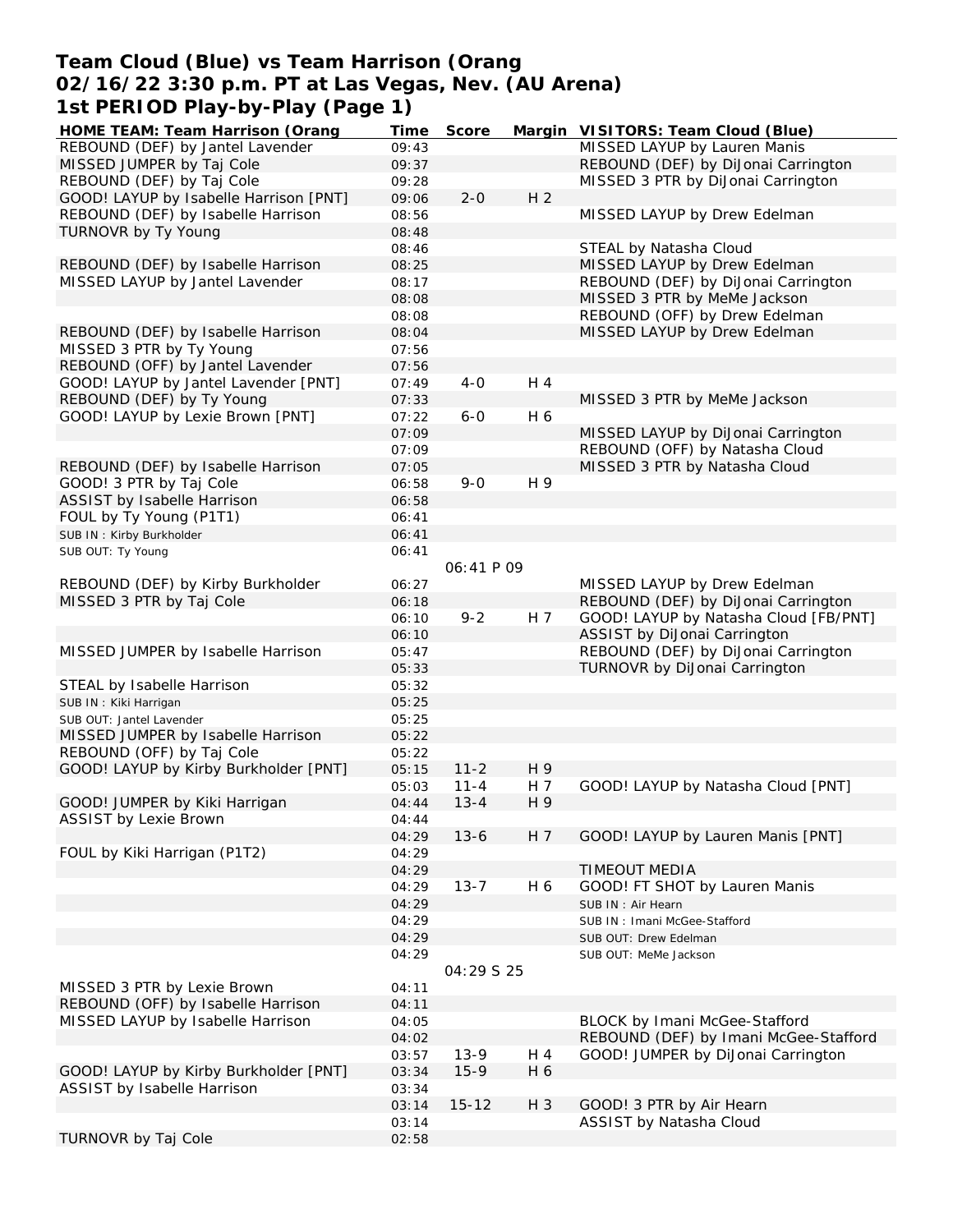# Team Cloud (Blue) vs Team Harrison (Orang
## 02/16/22 3:30 p.m. PT at Las Vegas, Nev. (AU Arena)
## 1st PERIOD Play-by-Play (Page 1)

| HOME TEAM: Team Harrison (Orang | Time | Score | Margin | VISITORS: Team Cloud (Blue) |
|---|---|---|---|---|
| REBOUND (DEF) by Jantel Lavender | 09:43 | | | MISSED LAYUP by Lauren Manis |
| MISSED JUMPER by Taj Cole | 09:37 | | | REBOUND (DEF) by DiJonai Carrington |
| REBOUND (DEF) by Taj Cole | 09:28 | | | MISSED 3 PTR by DiJonai Carrington |
| GOOD! LAYUP by Isabelle Harrison [PNT] | 09:06 | 2-0 | H 2 | |
| REBOUND (DEF) by Isabelle Harrison | 08:56 | | | MISSED LAYUP by Drew Edelman |
| TURNOVR by Ty Young | 08:48 | | | |
| | 08:46 | | | STEAL by Natasha Cloud |
| REBOUND (DEF) by Isabelle Harrison | 08:25 | | | MISSED LAYUP by Drew Edelman |
| MISSED LAYUP by Jantel Lavender | 08:17 | | | REBOUND (DEF) by DiJonai Carrington |
| | 08:08 | | | MISSED 3 PTR by MeMe Jackson |
| | 08:08 | | | REBOUND (OFF) by Drew Edelman |
| REBOUND (DEF) by Isabelle Harrison | 08:04 | | | MISSED LAYUP by Drew Edelman |
| MISSED 3 PTR by Ty Young | 07:56 | | | |
| REBOUND (OFF) by Jantel Lavender | 07:56 | | | |
| GOOD! LAYUP by Jantel Lavender [PNT] | 07:49 | 4-0 | H 4 | |
| REBOUND (DEF) by Ty Young | 07:33 | | | MISSED 3 PTR by MeMe Jackson |
| GOOD! LAYUP by Lexie Brown [PNT] | 07:22 | 6-0 | H 6 | |
| | 07:09 | | | MISSED LAYUP by DiJonai Carrington |
| | 07:09 | | | REBOUND (OFF) by Natasha Cloud |
| REBOUND (DEF) by Isabelle Harrison | 07:05 | | | MISSED 3 PTR by Natasha Cloud |
| GOOD! 3 PTR by Taj Cole | 06:58 | 9-0 | H 9 | |
| ASSIST by Isabelle Harrison | 06:58 | | | |
| FOUL by Ty Young (P1T1) | 06:41 | | | |
| SUB IN : Kirby Burkholder | 06:41 | | | |
| SUB OUT: Ty Young | 06:41 | | | |
| | | 06:41 P 09 | | |
| REBOUND (DEF) by Kirby Burkholder | 06:27 | | | MISSED LAYUP by Drew Edelman |
| MISSED 3 PTR by Taj Cole | 06:18 | | | REBOUND (DEF) by DiJonai Carrington |
| | 06:10 | 9-2 | H 7 | GOOD! LAYUP by Natasha Cloud [FB/PNT] |
| | 06:10 | | | ASSIST by DiJonai Carrington |
| MISSED JUMPER by Isabelle Harrison | 05:47 | | | REBOUND (DEF) by DiJonai Carrington |
| | 05:33 | | | TURNOVR by DiJonai Carrington |
| STEAL by Isabelle Harrison | 05:32 | | | |
| SUB IN : Kiki Harrigan | 05:25 | | | |
| SUB OUT: Jantel Lavender | 05:25 | | | |
| MISSED JUMPER by Isabelle Harrison | 05:22 | | | |
| REBOUND (OFF) by Taj Cole | 05:22 | | | |
| GOOD! LAYUP by Kirby Burkholder [PNT] | 05:15 | 11-2 | H 9 | |
| | 05:03 | 11-4 | H 7 | GOOD! LAYUP by Natasha Cloud [PNT] |
| GOOD! JUMPER by Kiki Harrigan | 04:44 | 13-4 | H 9 | |
| ASSIST by Lexie Brown | 04:44 | | | |
| | 04:29 | 13-6 | H 7 | GOOD! LAYUP by Lauren Manis [PNT] |
| FOUL by Kiki Harrigan (P1T2) | 04:29 | | | |
| | 04:29 | | | TIMEOUT MEDIA |
| | 04:29 | 13-7 | H 6 | GOOD! FT SHOT by Lauren Manis |
| | 04:29 | | | SUB IN : Air Hearn |
| | 04:29 | | | SUB IN : Imani McGee-Stafford |
| | 04:29 | | | SUB OUT: Drew Edelman |
| | 04:29 | | | SUB OUT: MeMe Jackson |
| | | 04:29 S 25 | | |
| MISSED 3 PTR by Lexie Brown | 04:11 | | | |
| REBOUND (OFF) by Isabelle Harrison | 04:11 | | | |
| MISSED LAYUP by Isabelle Harrison | 04:05 | | | BLOCK by Imani McGee-Stafford |
| | 04:02 | | | REBOUND (DEF) by Imani McGee-Stafford |
| | 03:57 | 13-9 | H 4 | GOOD! JUMPER by DiJonai Carrington |
| GOOD! LAYUP by Kirby Burkholder [PNT] | 03:34 | 15-9 | H 6 | |
| ASSIST by Isabelle Harrison | 03:34 | | | |
| | 03:14 | 15-12 | H 3 | GOOD! 3 PTR by Air Hearn |
| | 03:14 | | | ASSIST by Natasha Cloud |
| TURNOVR by Taj Cole | 02:58 | | | |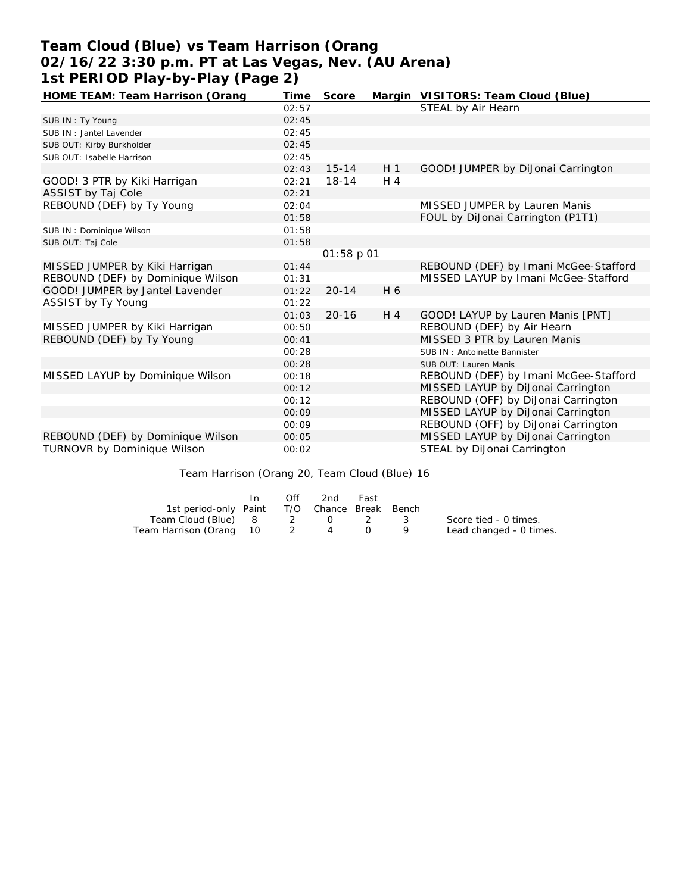# Team Cloud (Blue) vs Team Harrison (Orang
## 02/16/22 3:30 p.m. PT at Las Vegas, Nev. (AU Arena)
## 1st PERIOD Play-by-Play (Page 2)

| HOME TEAM: Team Harrison (Orang | Time | Score | Margin | VISITORS: Team Cloud (Blue) |
|---|---|---|---|---|
| | 02:57 | | | STEAL by Air Hearn |
| SUB IN : Ty Young | 02:45 | | | |
| SUB IN : Jantel Lavender | 02:45 | | | |
| SUB OUT: Kirby Burkholder | 02:45 | | | |
| SUB OUT: Isabelle Harrison | 02:45 | | | |
| | 02:43 | 15-14 | H 1 | GOOD! JUMPER by DiJonai Carrington |
| GOOD! 3 PTR by Kiki Harrigan | 02:21 | 18-14 | H 4 | |
| ASSIST by Taj Cole | 02:21 | | | |
| REBOUND (DEF) by Ty Young | 02:04 | | | MISSED JUMPER by Lauren Manis |
| | 01:58 | | | FOUL by DiJonai Carrington (P1T1) |
| SUB IN : Dominique Wilson | 01:58 | | | |
| SUB OUT: Taj Cole | 01:58 | | | |
| | | 01:58 p 01 | | |
| MISSED JUMPER by Kiki Harrigan | 01:44 | | | REBOUND (DEF) by Imani McGee-Stafford |
| REBOUND (DEF) by Dominique Wilson | 01:31 | | | MISSED LAYUP by Imani McGee-Stafford |
| GOOD! JUMPER by Jantel Lavender | 01:22 | 20-14 | H 6 | |
| ASSIST by Ty Young | 01:22 | | | |
| | 01:03 | 20-16 | H 4 | GOOD! LAYUP by Lauren Manis [PNT] |
| MISSED JUMPER by Kiki Harrigan | 00:50 | | | REBOUND (DEF) by Air Hearn |
| REBOUND (DEF) by Ty Young | 00:41 | | | MISSED 3 PTR by Lauren Manis |
| | 00:28 | | | SUB IN : Antoinette Bannister |
| | 00:28 | | | SUB OUT: Lauren Manis |
| MISSED LAYUP by Dominique Wilson | 00:18 | | | REBOUND (DEF) by Imani McGee-Stafford |
| | 00:12 | | | MISSED LAYUP by DiJonai Carrington |
| | 00:12 | | | REBOUND (OFF) by DiJonai Carrington |
| | 00:09 | | | MISSED LAYUP by DiJonai Carrington |
| | 00:09 | | | REBOUND (OFF) by DiJonai Carrington |
| REBOUND (DEF) by Dominique Wilson | 00:05 | | | MISSED LAYUP by DiJonai Carrington |
| TURNOVR by Dominique Wilson | 00:02 | | | STEAL by DiJonai Carrington |

Team Harrison (Orang 20, Team Cloud (Blue) 16

| 1st period-only | In Paint | Off T/O | 2nd Chance | Fast Break | Bench |
|---|---|---|---|---|---|
| Team Cloud (Blue) | 8 | 2 | 0 | 2 | 3 |
| Team Harrison (Orang | 10 | 2 | 4 | 0 | 9 |

Score tied - 0 times.
Lead changed - 0 times.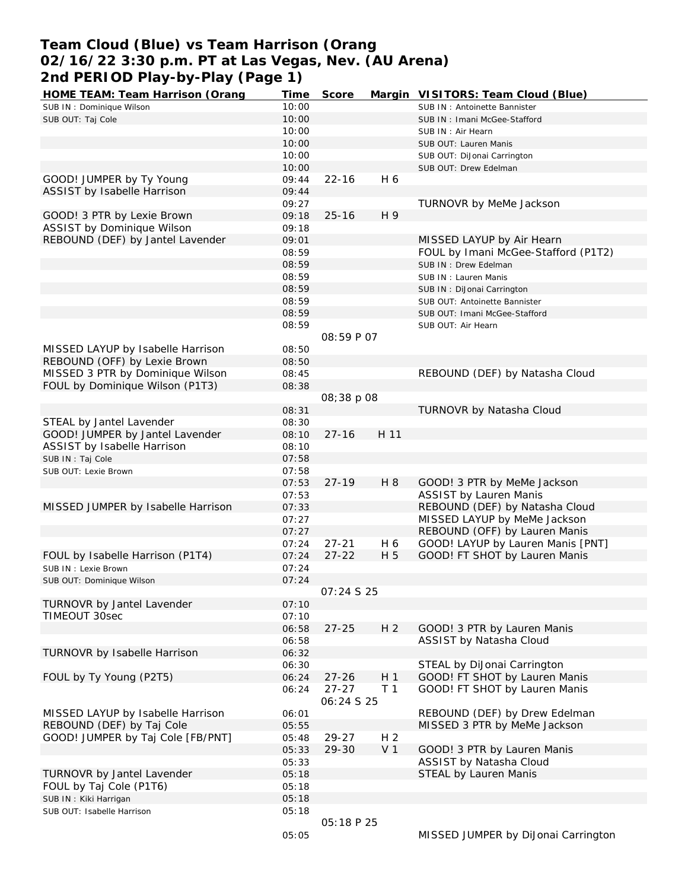# Team Cloud (Blue) vs Team Harrison (Orang
## 02/16/22 3:30 p.m. PT at Las Vegas, Nev. (AU Arena)
## 2nd PERIOD Play-by-Play (Page 1)

| HOME TEAM: Team Harrison (Orang | Time | Score | Margin | VISITORS: Team Cloud (Blue) |
|---|---|---|---|---|
| SUB IN : Dominique Wilson | 10:00 | | | SUB IN : Antoinette Bannister |
| SUB OUT: Taj Cole | 10:00 | | | SUB IN : Imani McGee-Stafford |
| | 10:00 | | | SUB IN : Air Hearn |
| | 10:00 | | | SUB OUT: Lauren Manis |
| | 10:00 | | | SUB OUT: DiJonai Carrington |
| | 10:00 | | | SUB OUT: Drew Edelman |
| GOOD! JUMPER by Ty Young | 09:44 | 22-16 | H 6 | |
| ASSIST by Isabelle Harrison | 09:44 | | | |
| | 09:27 | | | TURNOVR by MeMe Jackson |
| GOOD! 3 PTR by Lexie Brown | 09:18 | 25-16 | H 9 | |
| ASSIST by Dominique Wilson | 09:18 | | | |
| REBOUND (DEF) by Jantel Lavender | 09:01 | | | MISSED LAYUP by Air Hearn |
| | 08:59 | | | FOUL by Imani McGee-Stafford (P1T2) |
| | 08:59 | | | SUB IN : Drew Edelman |
| | 08:59 | | | SUB IN : Lauren Manis |
| | 08:59 | | | SUB IN : DiJonai Carrington |
| | 08:59 | | | SUB OUT: Antoinette Bannister |
| | 08:59 | | | SUB OUT: Imani McGee-Stafford |
| | 08:59 | | | SUB OUT: Air Hearn |
| | | 08:59 P 07 | | |
| MISSED LAYUP by Isabelle Harrison | 08:50 | | | |
| REBOUND (OFF) by Lexie Brown | 08:50 | | | |
| MISSED 3 PTR by Dominique Wilson | 08:45 | | | REBOUND (DEF) by Natasha Cloud |
| FOUL by Dominique Wilson (P1T3) | 08:38 | | | |
| | | 08;38 p 08 | | |
| | 08:31 | | | TURNOVR by Natasha Cloud |
| STEAL by Jantel Lavender | 08:30 | | | |
| GOOD! JUMPER by Jantel Lavender | 08:10 | 27-16 | H 11 | |
| ASSIST by Isabelle Harrison | 08:10 | | | |
| SUB IN : Taj Cole | 07:58 | | | |
| SUB OUT: Lexie Brown | 07:58 | | | |
| | 07:53 | 27-19 | H 8 | GOOD! 3 PTR by MeMe Jackson |
| | 07:53 | | | ASSIST by Lauren Manis |
| MISSED JUMPER by Isabelle Harrison | 07:33 | | | REBOUND (DEF) by Natasha Cloud |
| | 07:27 | | | MISSED LAYUP by MeMe Jackson |
| | 07:27 | | | REBOUND (OFF) by Lauren Manis |
| | 07:24 | 27-21 | H 6 | GOOD! LAYUP by Lauren Manis [PNT] |
| FOUL by Isabelle Harrison (P1T4) | 07:24 | 27-22 | H 5 | GOOD! FT SHOT by Lauren Manis |
| SUB IN : Lexie Brown | 07:24 | | | |
| SUB OUT: Dominique Wilson | 07:24 | | | |
| | | 07:24 S 25 | | |
| TURNOVR by Jantel Lavender | 07:10 | | | |
| TIMEOUT 30sec | 07:10 | | | |
| | 06:58 | 27-25 | H 2 | GOOD! 3 PTR by Lauren Manis |
| | 06:58 | | | ASSIST by Natasha Cloud |
| TURNOVR by Isabelle Harrison | 06:32 | | | |
| | 06:30 | | | STEAL by DiJonai Carrington |
| FOUL by Ty Young (P2T5) | 06:24 | 27-26 | H 1 | GOOD! FT SHOT by Lauren Manis |
| | 06:24 | 27-27 | T 1 | GOOD! FT SHOT by Lauren Manis |
| | | 06:24 S 25 | | |
| MISSED LAYUP by Isabelle Harrison | 06:01 | | | REBOUND (DEF) by Drew Edelman |
| REBOUND (DEF) by Taj Cole | 05:55 | | | MISSED 3 PTR by MeMe Jackson |
| GOOD! JUMPER by Taj Cole [FB/PNT] | 05:48 | 29-27 | H 2 | |
| | 05:33 | 29-30 | V 1 | GOOD! 3 PTR by Lauren Manis |
| | 05:33 | | | ASSIST by Natasha Cloud |
| TURNOVR by Jantel Lavender | 05:18 | | | STEAL by Lauren Manis |
| FOUL by Taj Cole (P1T6) | 05:18 | | | |
| SUB IN : Kiki Harrigan | 05:18 | | | |
| SUB OUT: Isabelle Harrison | 05:18 | | | |
| | | 05:18 P 25 | | |
| | 05:05 | | | MISSED JUMPER by DiJonai Carrington |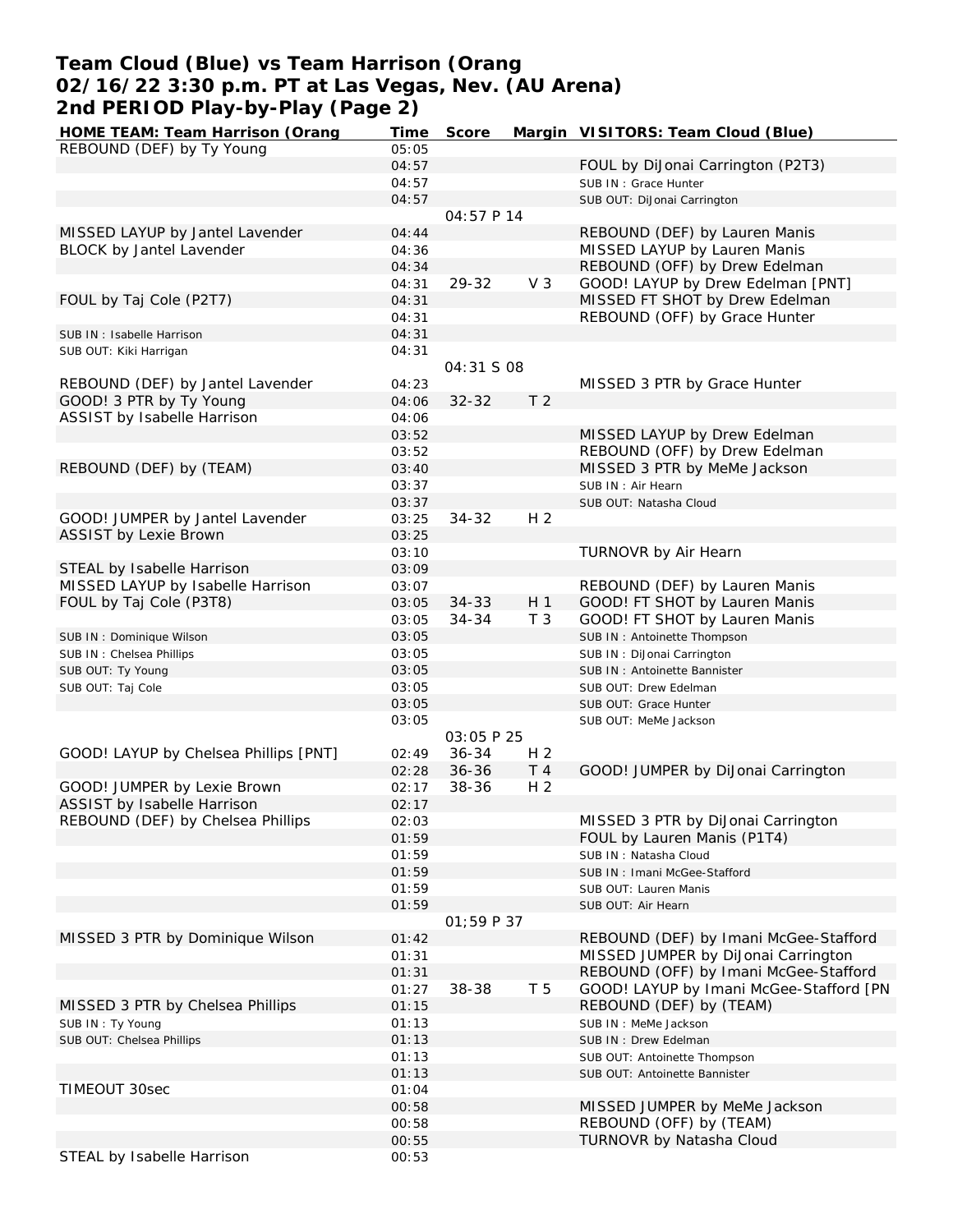# Team Cloud (Blue) vs Team Harrison (Orang
## 02/16/22 3:30 p.m. PT at Las Vegas, Nev. (AU Arena)
## 2nd PERIOD Play-by-Play (Page 2)

| HOME TEAM: Team Harrison (Orang | Time | Score | Margin | VISITORS: Team Cloud (Blue) |
|---|---|---|---|---|
| REBOUND (DEF) by Ty Young | 05:05 | | | |
| | 04:57 | | | FOUL by DiJonai Carrington (P2T3) |
| | 04:57 | | | SUB IN : Grace Hunter |
| | 04:57 | | | SUB OUT: DiJonai Carrington |
| | | 04:57 P 14 | | |
| MISSED LAYUP by Jantel Lavender | 04:44 | | | REBOUND (DEF) by Lauren Manis |
| BLOCK by Jantel Lavender | 04:36 | | | MISSED LAYUP by Lauren Manis |
| | 04:34 | | | REBOUND (OFF) by Drew Edelman |
| | 04:31 | 29-32 | V 3 | GOOD! LAYUP by Drew Edelman [PNT] |
| FOUL by Taj Cole (P2T7) | 04:31 | | | MISSED FT SHOT by Drew Edelman |
| | 04:31 | | | REBOUND (OFF) by Grace Hunter |
| SUB IN : Isabelle Harrison | 04:31 | | | |
| SUB OUT: Kiki Harrigan | 04:31 | | | |
| | | 04:31 S 08 | | |
| REBOUND (DEF) by Jantel Lavender | 04:23 | | | MISSED 3 PTR by Grace Hunter |
| GOOD! 3 PTR by Ty Young | 04:06 | 32-32 | T 2 | |
| ASSIST by Isabelle Harrison | 04:06 | | | |
| | 03:52 | | | MISSED LAYUP by Drew Edelman |
| | 03:52 | | | REBOUND (OFF) by Drew Edelman |
| REBOUND (DEF) by (TEAM) | 03:40 | | | MISSED 3 PTR by MeMe Jackson |
| | 03:37 | | | SUB IN : Air Hearn |
| | 03:37 | | | SUB OUT: Natasha Cloud |
| GOOD! JUMPER by Jantel Lavender | 03:25 | 34-32 | H 2 | |
| ASSIST by Lexie Brown | 03:25 | | | |
| | 03:10 | | | TURNOVR by Air Hearn |
| STEAL by Isabelle Harrison | 03:09 | | | |
| MISSED LAYUP by Isabelle Harrison | 03:07 | | | REBOUND (DEF) by Lauren Manis |
| FOUL by Taj Cole (P3T8) | 03:05 | 34-33 | H 1 | GOOD! FT SHOT by Lauren Manis |
| | 03:05 | 34-34 | T 3 | GOOD! FT SHOT by Lauren Manis |
| SUB IN : Dominique Wilson | 03:05 | | | SUB IN : Antoinette Thompson |
| SUB IN : Chelsea Phillips | 03:05 | | | SUB IN : DiJonai Carrington |
| SUB OUT: Ty Young | 03:05 | | | SUB IN : Antoinette Bannister |
| SUB OUT: Taj Cole | 03:05 | | | SUB OUT: Drew Edelman |
| | 03:05 | | | SUB OUT: Grace Hunter |
| | 03:05 | | | SUB OUT: MeMe Jackson |
| | | 03:05 P 25 | | |
| GOOD! LAYUP by Chelsea Phillips [PNT] | 02:49 | 36-34 | H 2 | |
| | 02:28 | 36-36 | T 4 | GOOD! JUMPER by DiJonai Carrington |
| GOOD! JUMPER by Lexie Brown | 02:17 | 38-36 | H 2 | |
| ASSIST by Isabelle Harrison | 02:17 | | | |
| REBOUND (DEF) by Chelsea Phillips | 02:03 | | | MISSED 3 PTR by DiJonai Carrington |
| | 01:59 | | | FOUL by Lauren Manis (P1T4) |
| | 01:59 | | | SUB IN : Natasha Cloud |
| | 01:59 | | | SUB IN : Imani McGee-Stafford |
| | 01:59 | | | SUB OUT: Lauren Manis |
| | 01:59 | | | SUB OUT: Air Hearn |
| | | 01;59 P 37 | | |
| MISSED 3 PTR by Dominique Wilson | 01:42 | | | REBOUND (DEF) by Imani McGee-Stafford |
| | 01:31 | | | MISSED JUMPER by DiJonai Carrington |
| | 01:31 | | | REBOUND (OFF) by Imani McGee-Stafford |
| | 01:27 | 38-38 | T 5 | GOOD! LAYUP by Imani McGee-Stafford [PN |
| MISSED 3 PTR by Chelsea Phillips | 01:15 | | | REBOUND (DEF) by (TEAM) |
| SUB IN : Ty Young | 01:13 | | | SUB IN : MeMe Jackson |
| SUB OUT: Chelsea Phillips | 01:13 | | | SUB IN : Drew Edelman |
| | 01:13 | | | SUB OUT: Antoinette Thompson |
| | 01:13 | | | SUB OUT: Antoinette Bannister |
| TIMEOUT 30sec | 01:04 | | | |
| | 00:58 | | | MISSED JUMPER by MeMe Jackson |
| | 00:58 | | | REBOUND (OFF) by (TEAM) |
| | 00:55 | | | TURNOVR by Natasha Cloud |
| STEAL by Isabelle Harrison | 00:53 | | | |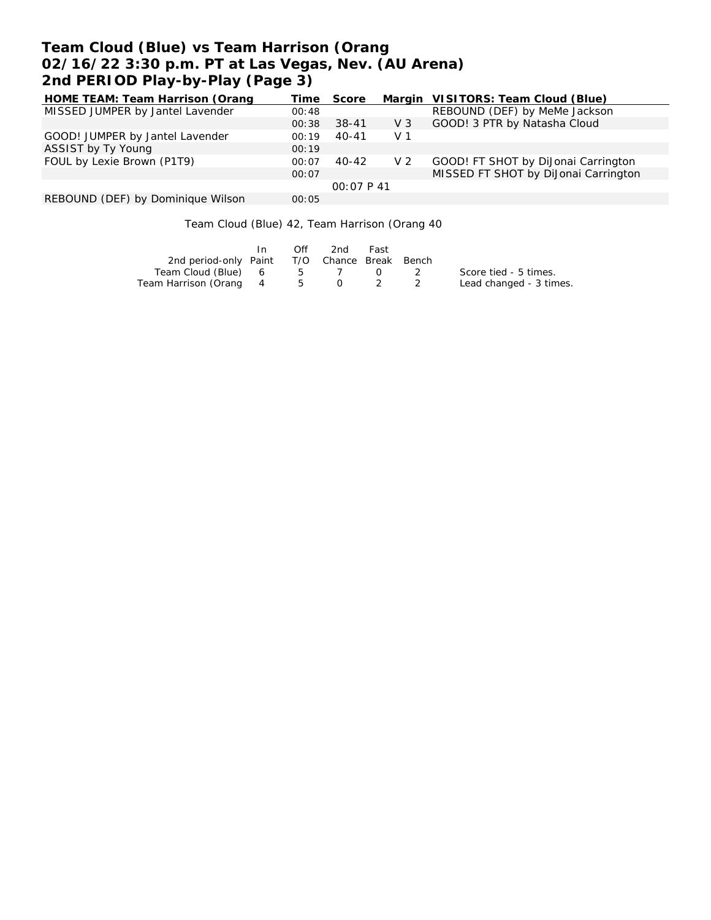# Team Cloud (Blue) vs Team Harrison (Orang
## 02/16/22 3:30 p.m. PT at Las Vegas, Nev. (AU Arena)
## 2nd PERIOD Play-by-Play (Page 3)

| HOME TEAM: Team Harrison (Orang | Time | Score | Margin | VISITORS: Team Cloud (Blue) |
|---|---|---|---|---|
| MISSED JUMPER by Jantel Lavender | 00:48 | | | REBOUND (DEF) by MeMe Jackson |
| | 00:38 | 38-41 | V 3 | GOOD! 3 PTR by Natasha Cloud |
| GOOD! JUMPER by Jantel Lavender | 00:19 | 40-41 | V 1 | |
| ASSIST by Ty Young | 00:19 | | | |
| FOUL by Lexie Brown (P1T9) | 00:07 | 40-42 | V 2 | GOOD! FT SHOT by DiJonai Carrington |
| | 00:07 | | | MISSED FT SHOT by DiJonai Carrington |
| | | 00:07 P 41 | | |
| REBOUND (DEF) by Dominique Wilson | 00:05 | | | |

Team Cloud (Blue) 42, Team Harrison (Orang 40

| 2nd period-only | In Paint | Off T/O | 2nd Chance | Fast Break | Bench |
|---|---|---|---|---|---|
| Team Cloud (Blue) | 6 | 5 | 7 | 0 | 2 |
| Team Harrison (Orang | 4 | 5 | 0 | 2 | 2 |

Score tied - 5 times.
Lead changed - 3 times.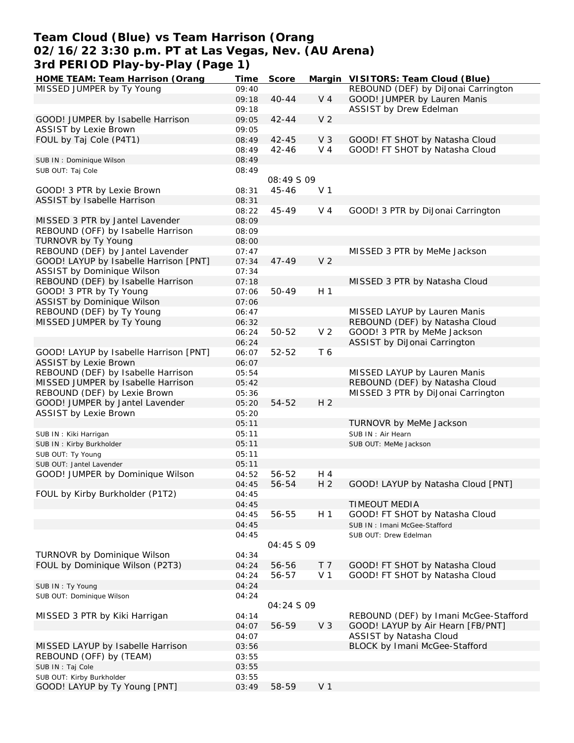# Team Cloud (Blue) vs Team Harrison (Orang
## 02/16/22 3:30 p.m. PT at Las Vegas, Nev. (AU Arena)
## 3rd PERIOD Play-by-Play (Page 1)

| HOME TEAM: Team Harrison (Orang | Time | Score | Margin | VISITORS: Team Cloud (Blue) |
|---|---|---|---|---|
| MISSED JUMPER by Ty Young | 09:40 | | | REBOUND (DEF) by DiJonai Carrington |
| | 09:18 | 40-44 | V 4 | GOOD! JUMPER by Lauren Manis |
| | 09:18 | | | ASSIST by Drew Edelman |
| GOOD! JUMPER by Isabelle Harrison | 09:05 | 42-44 | V 2 | |
| ASSIST by Lexie Brown | 09:05 | | | |
| FOUL by Taj Cole (P4T1) | 08:49 | 42-45 | V 3 | GOOD! FT SHOT by Natasha Cloud |
| | 08:49 | 42-46 | V 4 | GOOD! FT SHOT by Natasha Cloud |
| SUB IN : Dominique Wilson | 08:49 | | | |
| SUB OUT: Taj Cole | 08:49 | | | |
| | | 08:49 S 09 | | |
| GOOD! 3 PTR by Lexie Brown | 08:31 | 45-46 | V 1 | |
| ASSIST by Isabelle Harrison | 08:31 | | | |
| | 08:22 | 45-49 | V 4 | GOOD! 3 PTR by DiJonai Carrington |
| MISSED 3 PTR by Jantel Lavender | 08:09 | | | |
| REBOUND (OFF) by Isabelle Harrison | 08:09 | | | |
| TURNOVR by Ty Young | 08:00 | | | |
| REBOUND (DEF) by Jantel Lavender | 07:47 | | | MISSED 3 PTR by MeMe Jackson |
| GOOD! LAYUP by Isabelle Harrison [PNT] | 07:34 | 47-49 | V 2 | |
| ASSIST by Dominique Wilson | 07:34 | | | |
| REBOUND (DEF) by Isabelle Harrison | 07:18 | | | MISSED 3 PTR by Natasha Cloud |
| GOOD! 3 PTR by Ty Young | 07:06 | 50-49 | H 1 | |
| ASSIST by Dominique Wilson | 07:06 | | | |
| REBOUND (DEF) by Ty Young | 06:47 | | | MISSED LAYUP by Lauren Manis |
| MISSED JUMPER by Ty Young | 06:32 | | | REBOUND (DEF) by Natasha Cloud |
| | 06:24 | 50-52 | V 2 | GOOD! 3 PTR by MeMe Jackson |
| | 06:24 | | | ASSIST by DiJonai Carrington |
| GOOD! LAYUP by Isabelle Harrison [PNT] | 06:07 | 52-52 | T 6 | |
| ASSIST by Lexie Brown | 06:07 | | | |
| REBOUND (DEF) by Isabelle Harrison | 05:54 | | | MISSED LAYUP by Lauren Manis |
| MISSED JUMPER by Isabelle Harrison | 05:42 | | | REBOUND (DEF) by Natasha Cloud |
| REBOUND (DEF) by Lexie Brown | 05:36 | | | MISSED 3 PTR by DiJonai Carrington |
| GOOD! JUMPER by Jantel Lavender | 05:20 | 54-52 | H 2 | |
| ASSIST by Lexie Brown | 05:20 | | | |
| | 05:11 | | | TURNOVR by MeMe Jackson |
| SUB IN : Kiki Harrigan | 05:11 | | | SUB IN : Air Hearn |
| SUB IN : Kirby Burkholder | 05:11 | | | SUB OUT: MeMe Jackson |
| SUB OUT: Ty Young | 05:11 | | | |
| SUB OUT: Jantel Lavender | 05:11 | | | |
| GOOD! JUMPER by Dominique Wilson | 04:52 | 56-52 | H 4 | |
| | 04:45 | 56-54 | H 2 | GOOD! LAYUP by Natasha Cloud [PNT] |
| FOUL by Kirby Burkholder (P1T2) | 04:45 | | | |
| | 04:45 | | | TIMEOUT MEDIA |
| | 04:45 | 56-55 | H 1 | GOOD! FT SHOT by Natasha Cloud |
| | 04:45 | | | SUB IN : Imani McGee-Stafford |
| | 04:45 | | | SUB OUT: Drew Edelman |
| | | 04:45 S 09 | | |
| TURNOVR by Dominique Wilson | 04:34 | | | |
| FOUL by Dominique Wilson (P2T3) | 04:24 | 56-56 | T 7 | GOOD! FT SHOT by Natasha Cloud |
| | 04:24 | 56-57 | V 1 | GOOD! FT SHOT by Natasha Cloud |
| SUB IN : Ty Young | 04:24 | | | |
| SUB OUT: Dominique Wilson | 04:24 | | | |
| | | 04:24 S 09 | | |
| MISSED 3 PTR by Kiki Harrigan | 04:14 | | | REBOUND (DEF) by Imani McGee-Stafford |
| | 04:07 | 56-59 | V 3 | GOOD! LAYUP by Air Hearn [FB/PNT] |
| | 04:07 | | | ASSIST by Natasha Cloud |
| MISSED LAYUP by Isabelle Harrison | 03:56 | | | BLOCK by Imani McGee-Stafford |
| REBOUND (OFF) by (TEAM) | 03:55 | | | |
| SUB IN : Taj Cole | 03:55 | | | |
| SUB OUT: Kirby Burkholder | 03:55 | | | |
| GOOD! LAYUP by Ty Young [PNT] | 03:49 | 58-59 | V 1 | |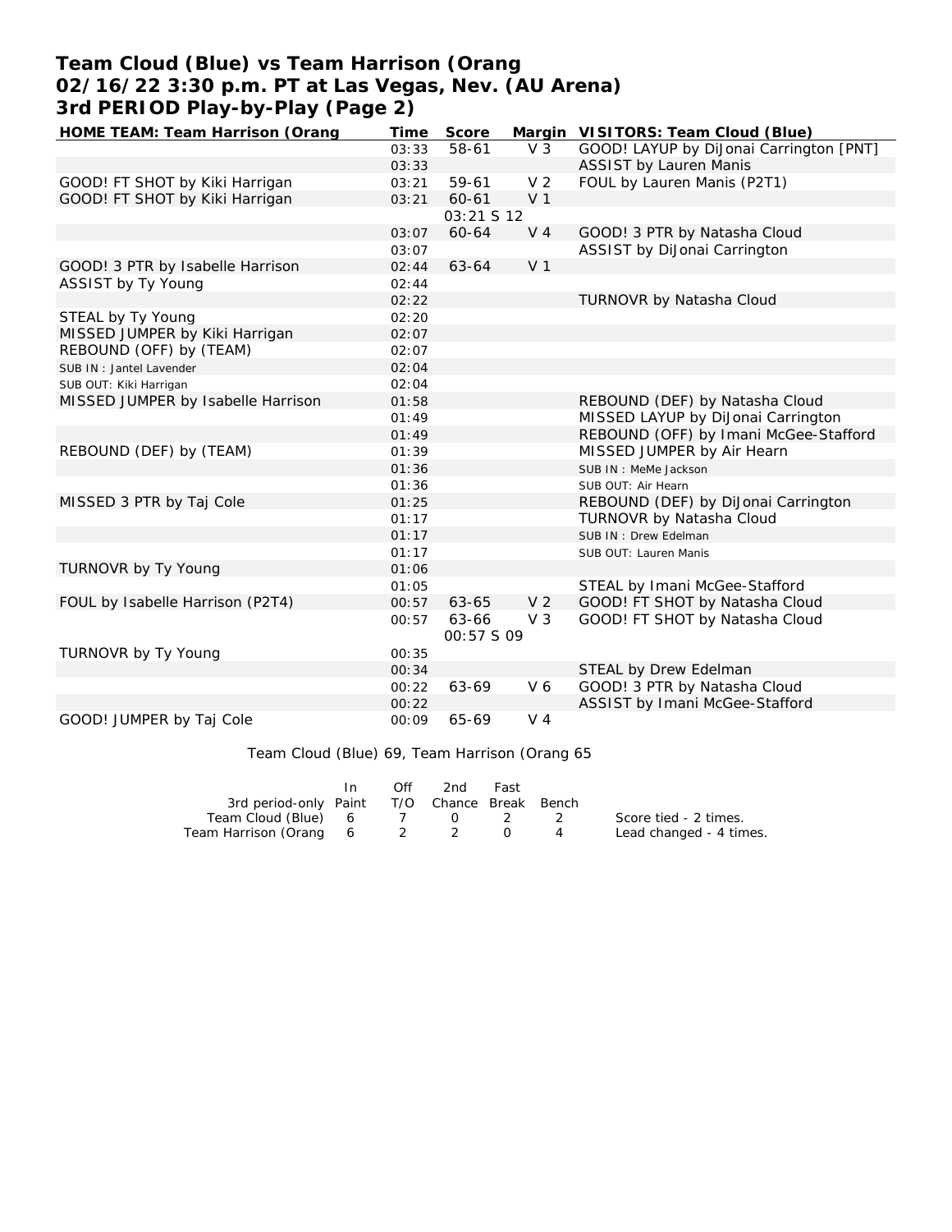# Team Cloud (Blue) vs Team Harrison (Orang
## 02/16/22 3:30 p.m. PT at Las Vegas, Nev. (AU Arena)
## 3rd PERIOD Play-by-Play (Page 2)

| HOME TEAM: Team Harrison (Orang | Time | Score | Margin | VISITORS: Team Cloud (Blue) |
|---|---|---|---|---|
| | 03:33 | 58-61 | V 3 | GOOD! LAYUP by DiJonai Carrington [PNT] |
| | 03:33 | | | ASSIST by Lauren Manis |
| GOOD! FT SHOT by Kiki Harrigan | 03:21 | 59-61 | V 2 | FOUL by Lauren Manis (P2T1) |
| GOOD! FT SHOT by Kiki Harrigan | 03:21 | 60-61 | V 1 | |
| | | 03:21 S 12 | | |
| | 03:07 | 60-64 | V 4 | GOOD! 3 PTR by Natasha Cloud |
| | 03:07 | | | ASSIST by DiJonai Carrington |
| GOOD! 3 PTR by Isabelle Harrison | 02:44 | 63-64 | V 1 | |
| ASSIST by Ty Young | 02:44 | | | |
| | 02:22 | | | TURNOVR by Natasha Cloud |
| STEAL by Ty Young | 02:20 | | | |
| MISSED JUMPER by Kiki Harrigan | 02:07 | | | |
| REBOUND (OFF) by (TEAM) | 02:07 | | | |
| SUB IN : Jantel Lavender | 02:04 | | | |
| SUB OUT: Kiki Harrigan | 02:04 | | | |
| MISSED JUMPER by Isabelle Harrison | 01:58 | | | REBOUND (DEF) by Natasha Cloud |
| | 01:49 | | | MISSED LAYUP by DiJonai Carrington |
| | 01:49 | | | REBOUND (OFF) by Imani McGee-Stafford |
| REBOUND (DEF) by (TEAM) | 01:39 | | | MISSED JUMPER by Air Hearn |
| | 01:36 | | | SUB IN : MeMe Jackson |
| | 01:36 | | | SUB OUT: Air Hearn |
| MISSED 3 PTR by Taj Cole | 01:25 | | | REBOUND (DEF) by DiJonai Carrington |
| | 01:17 | | | TURNOVR by Natasha Cloud |
| | 01:17 | | | SUB IN : Drew Edelman |
| | 01:17 | | | SUB OUT: Lauren Manis |
| TURNOVR by Ty Young | 01:06 | | | |
| | 01:05 | | | STEAL by Imani McGee-Stafford |
| FOUL by Isabelle Harrison (P2T4) | 00:57 | 63-65 | V 2 | GOOD! FT SHOT by Natasha Cloud |
| | 00:57 | 63-66 | V 3 | GOOD! FT SHOT by Natasha Cloud |
| | | 00:57 S 09 | | |
| TURNOVR by Ty Young | 00:35 | | | |
| | 00:34 | | | STEAL by Drew Edelman |
| | 00:22 | 63-69 | V 6 | GOOD! 3 PTR by Natasha Cloud |
| | 00:22 | | | ASSIST by Imani McGee-Stafford |
| GOOD! JUMPER by Taj Cole | 00:09 | 65-69 | V 4 | |

Team Cloud (Blue) 69, Team Harrison (Orang 65

| 3rd period-only | In Paint | Off T/O | 2nd Chance | Fast Break | Bench |
|---|---|---|---|---|---|
| Team Cloud (Blue) | 6 | 7 | 0 | 2 | 2 |
| Team Harrison (Orang | 6 | 2 | 2 | 0 | 4 |

Score tied - 2 times.
Lead changed - 4 times.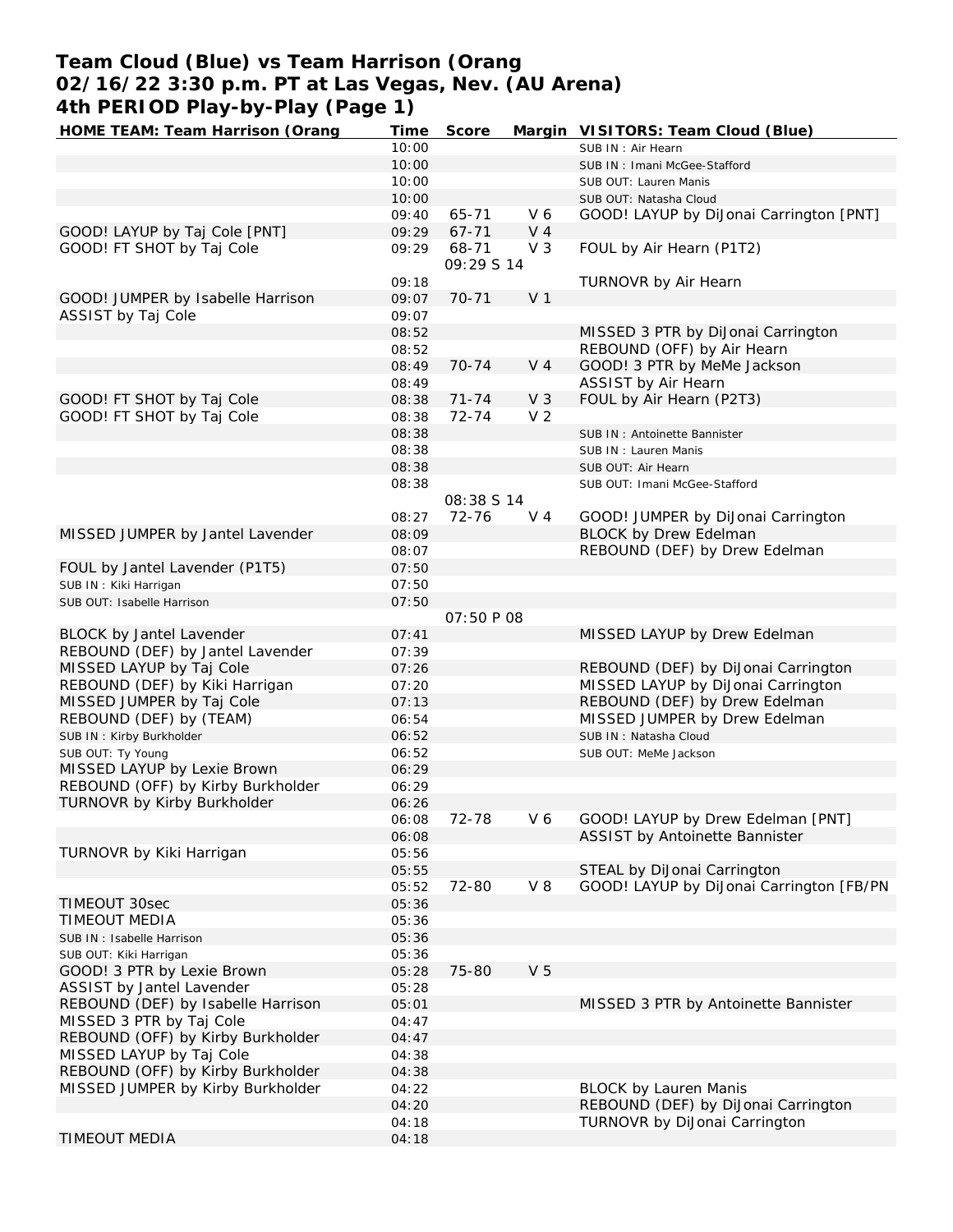# Team Cloud (Blue) vs Team Harrison (Orang
## 02/16/22 3:30 p.m. PT at Las Vegas, Nev. (AU Arena)
## 4th PERIOD Play-by-Play (Page 1)

| HOME TEAM: Team Harrison (Orang | Time | Score | Margin | VISITORS: Team Cloud (Blue) |
|---|---|---|---|---|
| | 10:00 | | | SUB IN : Air Hearn |
| | 10:00 | | | SUB IN : Imani McGee-Stafford |
| | 10:00 | | | SUB OUT: Lauren Manis |
| | 10:00 | | | SUB OUT: Natasha Cloud |
| | 09:40 | 65-71 | V 6 | GOOD! LAYUP by DiJonai Carrington [PNT] |
| GOOD! LAYUP by Taj Cole [PNT] | 09:29 | 67-71 | V 4 | |
| GOOD! FT SHOT by Taj Cole | 09:29 | 68-71 | V 3 | FOUL by Air Hearn (P1T2) |
| | | 09:29 S 14 | | |
| | 09:18 | | | TURNOVR by Air Hearn |
| GOOD! JUMPER by Isabelle Harrison | 09:07 | 70-71 | V 1 | |
| ASSIST by Taj Cole | 09:07 | | | |
| | 08:52 | | | MISSED 3 PTR by DiJonai Carrington |
| | 08:52 | | | REBOUND (OFF) by Air Hearn |
| | 08:49 | 70-74 | V 4 | GOOD! 3 PTR by MeMe Jackson |
| | 08:49 | | | ASSIST by Air Hearn |
| GOOD! FT SHOT by Taj Cole | 08:38 | 71-74 | V 3 | FOUL by Air Hearn (P2T3) |
| GOOD! FT SHOT by Taj Cole | 08:38 | 72-74 | V 2 | |
| | 08:38 | | | SUB IN : Antoinette Bannister |
| | 08:38 | | | SUB IN : Lauren Manis |
| | 08:38 | | | SUB OUT: Air Hearn |
| | 08:38 | | | SUB OUT: Imani McGee-Stafford |
| | | 08:38 S 14 | | |
| | 08:27 | 72-76 | V 4 | GOOD! JUMPER by DiJonai Carrington |
| MISSED JUMPER by Jantel Lavender | 08:09 | | | BLOCK by Drew Edelman |
| | 08:07 | | | REBOUND (DEF) by Drew Edelman |
| FOUL by Jantel Lavender (P1T5) | 07:50 | | | |
| SUB IN : Kiki Harrigan | 07:50 | | | |
| SUB OUT: Isabelle Harrison | 07:50 | | | |
| | | 07:50 P 08 | | |
| BLOCK by Jantel Lavender | 07:41 | | | MISSED LAYUP by Drew Edelman |
| REBOUND (DEF) by Jantel Lavender | 07:39 | | | |
| MISSED LAYUP by Taj Cole | 07:26 | | | REBOUND (DEF) by DiJonai Carrington |
| REBOUND (DEF) by Kiki Harrigan | 07:20 | | | MISSED LAYUP by DiJonai Carrington |
| MISSED JUMPER by Taj Cole | 07:13 | | | REBOUND (DEF) by Drew Edelman |
| REBOUND (DEF) by (TEAM) | 06:54 | | | MISSED JUMPER by Drew Edelman |
| SUB IN : Kirby Burkholder | 06:52 | | | SUB IN : Natasha Cloud |
| SUB OUT: Ty Young | 06:52 | | | SUB OUT: MeMe Jackson |
| MISSED LAYUP by Lexie Brown | 06:29 | | | |
| REBOUND (OFF) by Kirby Burkholder | 06:29 | | | |
| TURNOVR by Kirby Burkholder | 06:26 | | | |
| | 06:08 | 72-78 | V 6 | GOOD! LAYUP by Drew Edelman [PNT] |
| | 06:08 | | | ASSIST by Antoinette Bannister |
| TURNOVR by Kiki Harrigan | 05:56 | | | |
| | 05:55 | | | STEAL by DiJonai Carrington |
| | 05:52 | 72-80 | V 8 | GOOD! LAYUP by DiJonai Carrington [FB/PN |
| TIMEOUT 30sec | 05:36 | | | |
| TIMEOUT MEDIA | 05:36 | | | |
| SUB IN : Isabelle Harrison | 05:36 | | | |
| SUB OUT: Kiki Harrigan | 05:36 | | | |
| GOOD! 3 PTR by Lexie Brown | 05:28 | 75-80 | V 5 | |
| ASSIST by Jantel Lavender | 05:28 | | | |
| REBOUND (DEF) by Isabelle Harrison | 05:01 | | | MISSED 3 PTR by Antoinette Bannister |
| MISSED 3 PTR by Taj Cole | 04:47 | | | |
| REBOUND (OFF) by Kirby Burkholder | 04:47 | | | |
| MISSED LAYUP by Taj Cole | 04:38 | | | |
| REBOUND (OFF) by Kirby Burkholder | 04:38 | | | |
| MISSED JUMPER by Kirby Burkholder | 04:22 | | | BLOCK by Lauren Manis |
| | 04:20 | | | REBOUND (DEF) by DiJonai Carrington |
| | 04:18 | | | TURNOVR by DiJonai Carrington |
| TIMEOUT MEDIA | 04:18 | | | |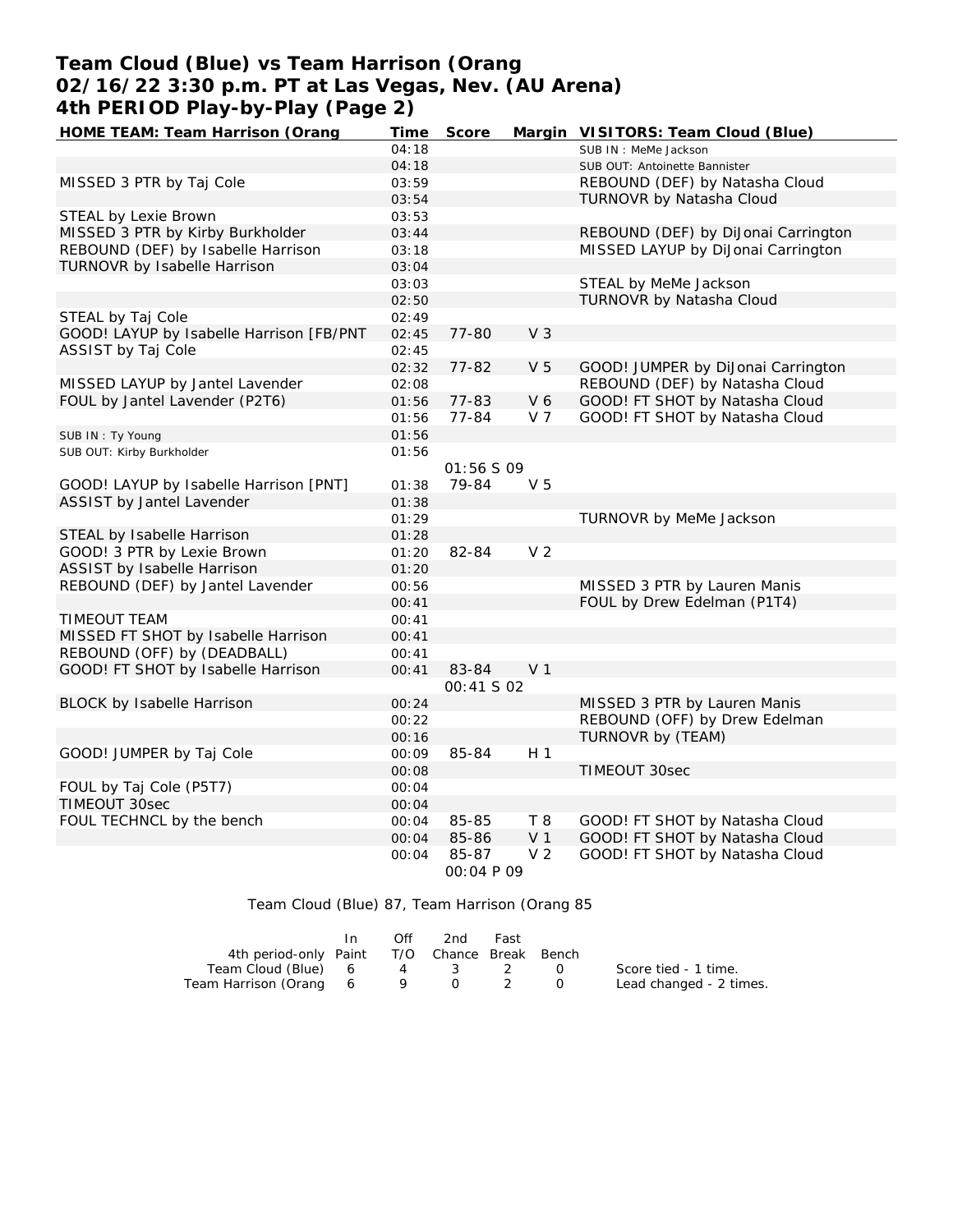# Team Cloud (Blue) vs Team Harrison (Orang
## 02/16/22 3:30 p.m. PT at Las Vegas, Nev. (AU Arena)
## 4th PERIOD Play-by-Play (Page 2)

| HOME TEAM: Team Harrison (Orang | Time | Score | Margin | VISITORS: Team Cloud (Blue) |
|---|---|---|---|---|
| | 04:18 | | | SUB IN : MeMe Jackson |
| | 04:18 | | | SUB OUT: Antoinette Bannister |
| MISSED 3 PTR by Taj Cole | 03:59 | | | REBOUND (DEF) by Natasha Cloud |
| | 03:54 | | | TURNOVR by Natasha Cloud |
| STEAL by Lexie Brown | 03:53 | | | |
| MISSED 3 PTR by Kirby Burkholder | 03:44 | | | REBOUND (DEF) by DiJonai Carrington |
| REBOUND (DEF) by Isabelle Harrison | 03:18 | | | MISSED LAYUP by DiJonai Carrington |
| TURNOVR by Isabelle Harrison | 03:04 | | | |
| | 03:03 | | | STEAL by MeMe Jackson |
| | 02:50 | | | TURNOVR by Natasha Cloud |
| STEAL by Taj Cole | 02:49 | | | |
| GOOD! LAYUP by Isabelle Harrison [FB/PNT | 02:45 | 77-80 | V 3 | |
| ASSIST by Taj Cole | 02:45 | | | |
| | 02:32 | 77-82 | V 5 | GOOD! JUMPER by DiJonai Carrington |
| MISSED LAYUP by Jantel Lavender | 02:08 | | | REBOUND (DEF) by Natasha Cloud |
| FOUL by Jantel Lavender (P2T6) | 01:56 | 77-83 | V 6 | GOOD! FT SHOT by Natasha Cloud |
| | 01:56 | 77-84 | V 7 | GOOD! FT SHOT by Natasha Cloud |
| SUB IN : Ty Young | 01:56 | | | |
| SUB OUT: Kirby Burkholder | 01:56 | | | |
| | | 01:56 S 09 | | |
| GOOD! LAYUP by Isabelle Harrison [PNT] | 01:38 | 79-84 | V 5 | |
| ASSIST by Jantel Lavender | 01:38 | | | |
| | 01:29 | | | TURNOVR by MeMe Jackson |
| STEAL by Isabelle Harrison | 01:28 | | | |
| GOOD! 3 PTR by Lexie Brown | 01:20 | 82-84 | V 2 | |
| ASSIST by Isabelle Harrison | 01:20 | | | |
| REBOUND (DEF) by Jantel Lavender | 00:56 | | | MISSED 3 PTR by Lauren Manis |
| | 00:41 | | | FOUL by Drew Edelman (P1T4) |
| TIMEOUT TEAM | 00:41 | | | |
| MISSED FT SHOT by Isabelle Harrison | 00:41 | | | |
| REBOUND (OFF) by (DEADBALL) | 00:41 | | | |
| GOOD! FT SHOT by Isabelle Harrison | 00:41 | 83-84 | V 1 | |
| | | 00:41 S 02 | | |
| BLOCK by Isabelle Harrison | 00:24 | | | MISSED 3 PTR by Lauren Manis |
| | 00:22 | | | REBOUND (OFF) by Drew Edelman |
| | 00:16 | | | TURNOVR by (TEAM) |
| GOOD! JUMPER by Taj Cole | 00:09 | 85-84 | H 1 | |
| | 00:08 | | | TIMEOUT 30sec |
| FOUL by Taj Cole (P5T7) | 00:04 | | | |
| TIMEOUT 30sec | 00:04 | | | |
| FOUL TECHNCL by the bench | 00:04 | 85-85 | T 8 | GOOD! FT SHOT by Natasha Cloud |
| | 00:04 | 85-86 | V 1 | GOOD! FT SHOT by Natasha Cloud |
| | 00:04 | 85-87 | V 2 | GOOD! FT SHOT by Natasha Cloud |
| | | 00:04 P 09 | | |

Team Cloud (Blue) 87, Team Harrison (Orang 85

| 4th period-only | In Paint | Off T/O | 2nd Chance | Fast Break | Bench |
|---|---|---|---|---|---|
| Team Cloud (Blue) | 6 | 4 | 3 | 2 | 0 |
| Team Harrison (Orang | 6 | 9 | 0 | 2 | 0 |

Score tied - 1 time.
Lead changed - 2 times.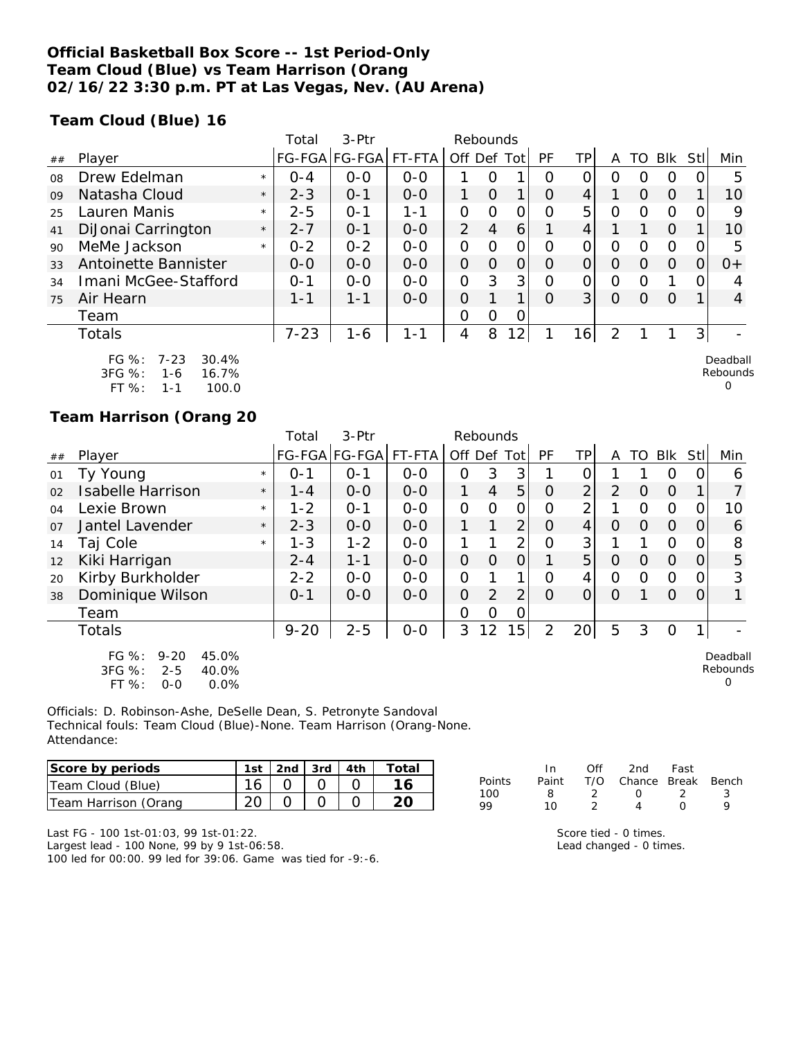**Official Basketball Box Score -- 1st Period-Only**
**Team Cloud (Blue) vs Team Harrison (Orang**
**02/16/22 3:30 p.m. PT at Las Vegas, Nev. (AU Arena)**

### Team Cloud (Blue) 16

| ## | Player | | Total FG-FGA | 3-Ptr FG-FGA | FT-FTA | Off | Def | Tot | PF | TP | A | TO | Blk | Stl | Min |
|---|---|---|---|---|---|---|---|---|---|---|---|---|---|---|---|
| 08 | Drew Edelman | * | 0-4 | 0-0 | 0-0 | 1 | 0 | 1 | 0 | 0 | 0 | 0 | 0 | 0 | 5 |
| 09 | Natasha Cloud | * | 2-3 | 0-1 | 0-0 | 1 | 0 | 1 | 0 | 4 | 1 | 0 | 0 | 1 | 10 |
| 25 | Lauren Manis | * | 2-5 | 0-1 | 1-1 | 0 | 0 | 0 | 0 | 5 | 0 | 0 | 0 | 0 | 9 |
| 41 | DiJonai Carrington | * | 2-7 | 0-1 | 0-0 | 2 | 4 | 6 | 1 | 4 | 1 | 1 | 0 | 1 | 10 |
| 90 | MeMe Jackson | * | 0-2 | 0-2 | 0-0 | 0 | 0 | 0 | 0 | 0 | 0 | 0 | 0 | 0 | 5 |
| 33 | Antoinette Bannister | | 0-0 | 0-0 | 0-0 | 0 | 0 | 0 | 0 | 0 | 0 | 0 | 0 | 0 | 0+ |
| 34 | Imani McGee-Stafford | | 0-1 | 0-0 | 0-0 | 0 | 3 | 3 | 0 | 0 | 0 | 0 | 1 | 0 | 4 |
| 75 | Air Hearn | | 1-1 | 1-1 | 0-0 | 0 | 1 | 1 | 0 | 3 | 0 | 0 | 0 | 1 | 4 |
| | Team | | | | | 0 | 0 | 0 | | | | | | | |
| | Totals | | 7-23 | 1-6 | 1-1 | 4 | 8 | 12 | 1 | 16 | 2 | 1 | 1 | 3 | - |

FG %: 7-23 30.4%
3FG %: 1-6 16.7%
FT %: 1-1 100.0

Deadball Rebounds 0

### Team Harrison (Orang 20

| ## | Player | | Total FG-FGA | 3-Ptr FG-FGA | FT-FTA | Off | Def | Tot | PF | TP | A | TO | Blk | Stl | Min |
|---|---|---|---|---|---|---|---|---|---|---|---|---|---|---|---|
| 01 | Ty Young | * | 0-1 | 0-1 | 0-0 | 0 | 3 | 3 | 1 | 0 | 1 | 1 | 0 | 0 | 6 |
| 02 | Isabelle Harrison | * | 1-4 | 0-0 | 0-0 | 1 | 4 | 5 | 0 | 2 | 2 | 0 | 0 | 1 | 7 |
| 04 | Lexie Brown | * | 1-2 | 0-1 | 0-0 | 0 | 0 | 0 | 0 | 2 | 1 | 0 | 0 | 0 | 10 |
| 07 | Jantel Lavender | * | 2-3 | 0-0 | 0-0 | 1 | 1 | 2 | 0 | 4 | 0 | 0 | 0 | 0 | 6 |
| 14 | Taj Cole | * | 1-3 | 1-2 | 0-0 | 1 | 1 | 2 | 0 | 3 | 1 | 1 | 0 | 0 | 8 |
| 12 | Kiki Harrigan | | 2-4 | 1-1 | 0-0 | 0 | 0 | 0 | 1 | 5 | 0 | 0 | 0 | 0 | 5 |
| 20 | Kirby Burkholder | | 2-2 | 0-0 | 0-0 | 0 | 1 | 1 | 0 | 4 | 0 | 0 | 0 | 0 | 3 |
| 38 | Dominique Wilson | | 0-1 | 0-0 | 0-0 | 0 | 2 | 2 | 0 | 0 | 0 | 1 | 0 | 0 | 1 |
| | Team | | | | | 0 | 0 | 0 | | | | | | | |
| | Totals | | 9-20 | 2-5 | 0-0 | 3 | 12 | 15 | 2 | 20 | 5 | 3 | 0 | 1 | - |

FG %: 9-20 45.0%
3FG %: 2-5 40.0%
FT %: 0-0 0.0%

Deadball Rebounds 0

Officials: D. Robinson-Ashe, DeSelle Dean, S. Petronyte Sandoval
Technical fouls: Team Cloud (Blue)-None. Team Harrison (Orang-None.
Attendance:

| Score by periods | 1st | 2nd | 3rd | 4th | Total |
|---|---|---|---|---|---|
| Team Cloud (Blue) | 16 | 0 | 0 | 0 | 16 |
| Team Harrison (Orang | 20 | 0 | 0 | 0 | 20 |

| Points | In Paint | Off T/O | 2nd Chance | Fast Break | Bench |
|---|---|---|---|---|---|
| 100 | 8 | 2 | 0 | 2 | 3 |
| 99 | 10 | 2 | 4 | 0 | 9 |

Last FG - 100 1st-01:03, 99 1st-01:22.
Largest lead - 100 None, 99 by 9 1st-06:58.
100 led for 00:00. 99 led for 39:06. Game was tied for -9:-6.

Score tied - 0 times.
Lead changed - 0 times.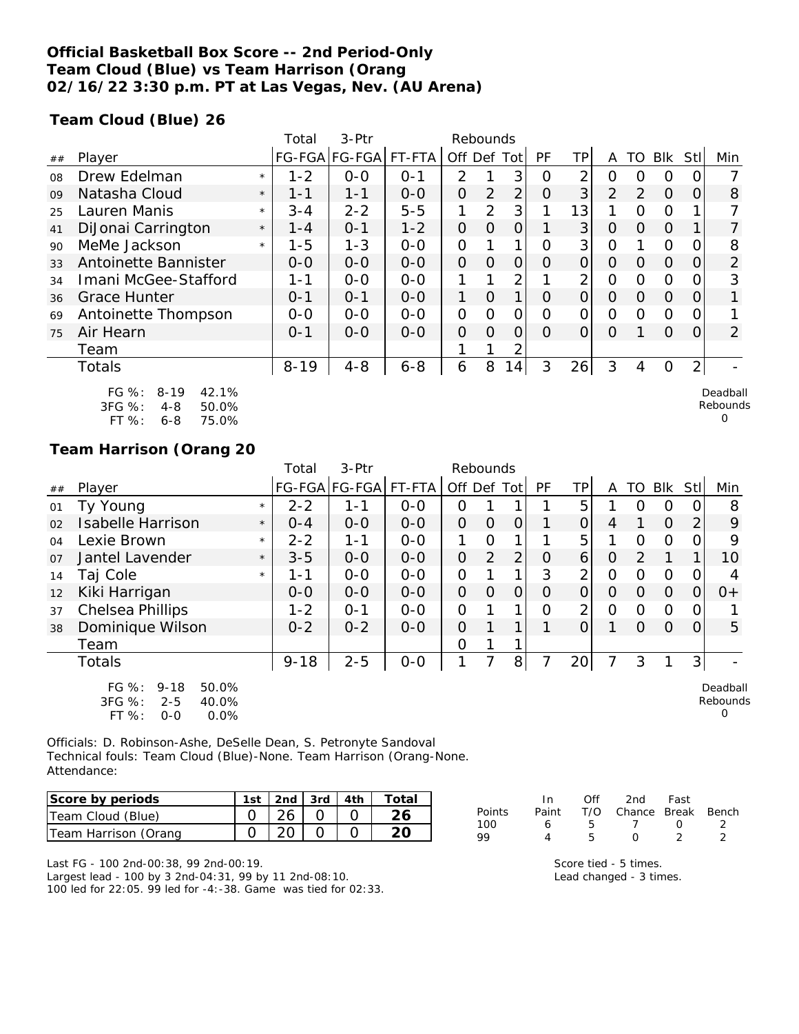**Official Basketball Box Score -- 2nd Period-Only**
**Team Cloud (Blue) vs Team Harrison (Orang**
**02/16/22 3:30 p.m. PT at Las Vegas, Nev. (AU Arena)**

**Team Cloud (Blue) 26**

| ## | Player | | Total FG-FGA | 3-Ptr FG-FGA | FT-FTA | Rebounds Off | Def | Tot | PF | TP | A | TO | Blk | Stl | Min |
|---|---|---|---|---|---|---|---|---|---|---|---|---|---|---|---|
| 08 | Drew Edelman | * | 1-2 | 0-0 | 0-1 | 2 | 1 | 3 | 0 | 2 | 0 | 0 | 0 | 0 | 7 |
| 09 | Natasha Cloud | * | 1-1 | 1-1 | 0-0 | 0 | 2 | 2 | 0 | 3 | 2 | 2 | 0 | 0 | 8 |
| 25 | Lauren Manis | * | 3-4 | 2-2 | 5-5 | 1 | 2 | 3 | 1 | 13 | 1 | 0 | 0 | 1 | 7 |
| 41 | DiJonai Carrington | * | 1-4 | 0-1 | 1-2 | 0 | 0 | 0 | 1 | 3 | 0 | 0 | 0 | 1 | 7 |
| 90 | MeMe Jackson | * | 1-5 | 1-3 | 0-0 | 0 | 1 | 1 | 0 | 3 | 0 | 1 | 0 | 0 | 8 |
| 33 | Antoinette Bannister | | 0-0 | 0-0 | 0-0 | 0 | 0 | 0 | 0 | 0 | 0 | 0 | 0 | 0 | 2 |
| 34 | Imani McGee-Stafford | | 1-1 | 0-0 | 0-0 | 1 | 1 | 2 | 1 | 2 | 0 | 0 | 0 | 0 | 3 |
| 36 | Grace Hunter | | 0-1 | 0-1 | 0-0 | 1 | 0 | 1 | 0 | 0 | 0 | 0 | 0 | 0 | 1 |
| 69 | Antoinette Thompson | | 0-0 | 0-0 | 0-0 | 0 | 0 | 0 | 0 | 0 | 0 | 0 | 0 | 0 | 1 |
| 75 | Air Hearn | | 0-1 | 0-0 | 0-0 | 0 | 0 | 0 | 0 | 0 | 0 | 1 | 0 | 0 | 2 |
| | Team | | | | | 1 | 1 | 2 | | | | | | | |
| | Totals | | 8-19 | 4-8 | 6-8 | 6 | 8 | 14 | 3 | 26 | 3 | 4 | 0 | 2 | - |

FG %: 8-19 42.1%
3FG %: 4-8 50.0%
FT %: 6-8 75.0%

Deadball Rebounds 0

**Team Harrison (Orang 20**

| ## | Player | | Total FG-FGA | 3-Ptr FG-FGA | FT-FTA | Rebounds Off | Def | Tot | PF | TP | A | TO | Blk | Stl | Min |
|---|---|---|---|---|---|---|---|---|---|---|---|---|---|---|---|
| 01 | Ty Young | * | 2-2 | 1-1 | 0-0 | 0 | 1 | 1 | 1 | 5 | 1 | 0 | 0 | 0 | 8 |
| 02 | Isabelle Harrison | * | 0-4 | 0-0 | 0-0 | 0 | 0 | 0 | 1 | 0 | 4 | 1 | 0 | 2 | 9 |
| 04 | Lexie Brown | * | 2-2 | 1-1 | 0-0 | 1 | 0 | 1 | 1 | 5 | 1 | 0 | 0 | 0 | 9 |
| 07 | Jantel Lavender | * | 3-5 | 0-0 | 0-0 | 0 | 2 | 2 | 0 | 6 | 0 | 2 | 1 | 1 | 10 |
| 14 | Taj Cole | * | 1-1 | 0-0 | 0-0 | 0 | 1 | 1 | 3 | 2 | 0 | 0 | 0 | 0 | 4 |
| 12 | Kiki Harrigan | | 0-0 | 0-0 | 0-0 | 0 | 0 | 0 | 0 | 0 | 0 | 0 | 0 | 0 | 0+ |
| 37 | Chelsea Phillips | | 1-2 | 0-1 | 0-0 | 0 | 1 | 1 | 0 | 2 | 0 | 0 | 0 | 0 | 1 |
| 38 | Dominique Wilson | | 0-2 | 0-2 | 0-0 | 0 | 1 | 1 | 1 | 0 | 1 | 0 | 0 | 0 | 5 |
| | Team | | | | | 0 | 1 | 1 | | | | | | | |
| | Totals | | 9-18 | 2-5 | 0-0 | 1 | 7 | 8 | 7 | 20 | 7 | 3 | 1 | 3 | - |

FG %: 9-18 50.0%
3FG %: 2-5 40.0%
FT %: 0-0 0.0%

Deadball Rebounds 0

Officials: D. Robinson-Ashe, DeSelle Dean, S. Petronyte Sandoval
Technical fouls: Team Cloud (Blue)-None. Team Harrison (Orang-None.
Attendance:

| Score by periods | 1st | 2nd | 3rd | 4th | Total |
|---|---|---|---|---|---|
| Team Cloud (Blue) | 0 | 26 | 0 | 0 | 26 |
| Team Harrison (Orang | 0 | 20 | 0 | 0 | 20 |

| Points | In Paint | Off T/O | 2nd Chance | Fast Break | Bench |
|---|---|---|---|---|---|
| 100 | 6 | 5 | 7 | 0 | 2 |
| 99 | 4 | 5 | 0 | 2 | 2 |

Last FG - 100 2nd-00:38, 99 2nd-00:19.
Largest lead - 100 by 3 2nd-04:31, 99 by 11 2nd-08:10.
100 led for 22:05. 99 led for -4:-38. Game was tied for 02:33.

Score tied - 5 times.
Lead changed - 3 times.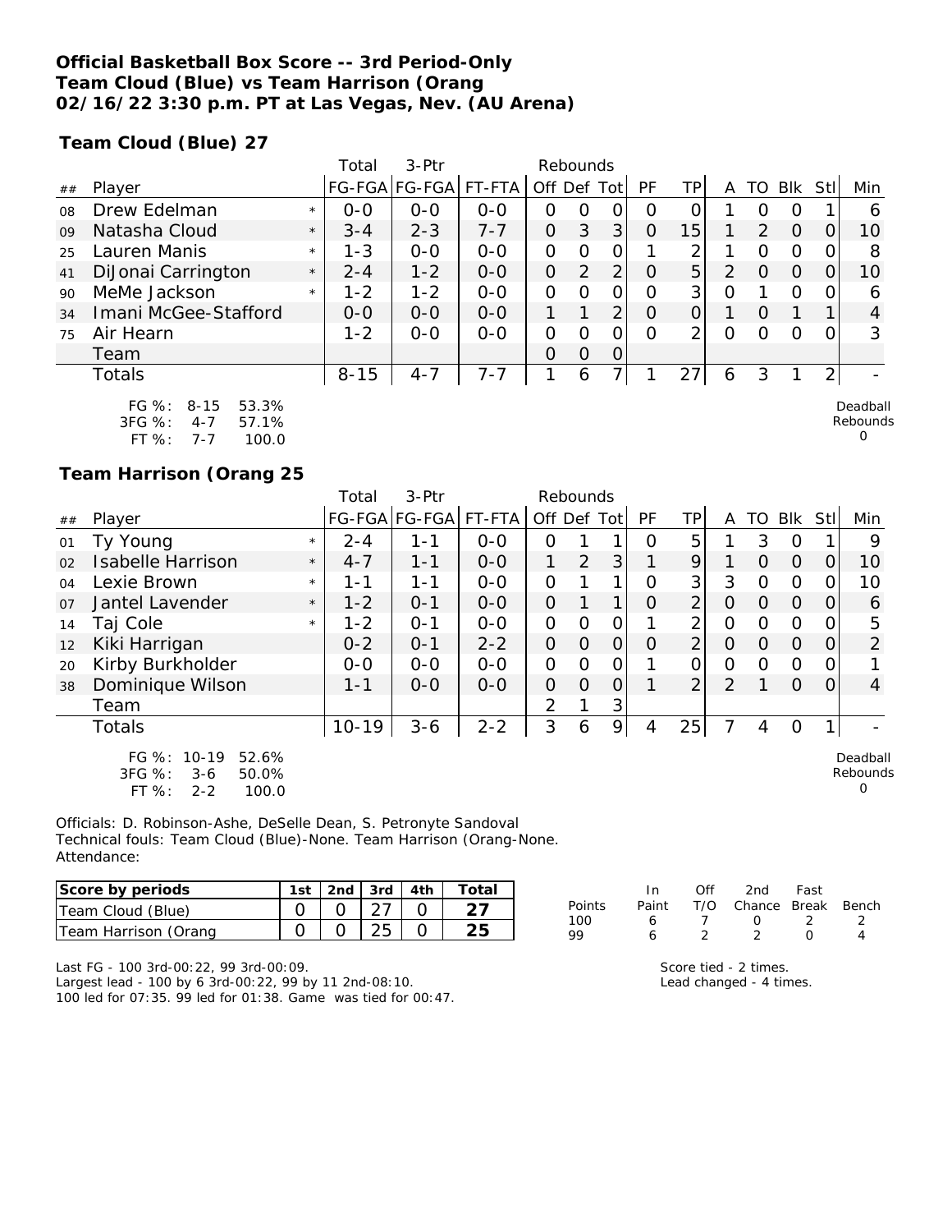**Official Basketball Box Score -- 3rd Period-Only**
**Team Cloud (Blue) vs Team Harrison (Orang**
**02/16/22 3:30 p.m. PT at Las Vegas, Nev. (AU Arena)**

**Team Cloud (Blue) 27**

| ## | Player | | Total FG-FGA | 3-Ptr FG-FGA | FT-FTA | Rebounds Off | Def | Tot | PF | TP | A | TO | Blk | Stl | Min |
|---|---|---|---|---|---|---|---|---|---|---|---|---|---|---|---|
| 08 | Drew Edelman | * | 0-0 | 0-0 | 0-0 | 0 | 0 | 0 | 0 | 0 | 1 | 0 | 0 | 1 | 6 |
| 09 | Natasha Cloud | * | 3-4 | 2-3 | 7-7 | 0 | 3 | 3 | 0 | 15 | 1 | 2 | 0 | 0 | 10 |
| 25 | Lauren Manis | * | 1-3 | 0-0 | 0-0 | 0 | 0 | 0 | 1 | 2 | 1 | 0 | 0 | 0 | 8 |
| 41 | DiJonai Carrington | * | 2-4 | 1-2 | 0-0 | 0 | 2 | 2 | 0 | 5 | 2 | 0 | 0 | 0 | 10 |
| 90 | MeMe Jackson | * | 1-2 | 1-2 | 0-0 | 0 | 0 | 0 | 0 | 3 | 0 | 1 | 0 | 0 | 6 |
| 34 | Imani McGee-Stafford | | 0-0 | 0-0 | 0-0 | 1 | 1 | 2 | 0 | 0 | 1 | 0 | 1 | 1 | 4 |
| 75 | Air Hearn | | 1-2 | 0-0 | 0-0 | 0 | 0 | 0 | 0 | 2 | 0 | 0 | 0 | 0 | 3 |
| | Team | | | | | 0 | 0 | 0 | | | | | | | |
| | Totals | | 8-15 | 4-7 | 7-7 | 1 | 6 | 7 | 1 | 27 | 6 | 3 | 1 | 2 | - |

FG %: 8-15 53.3%
3FG %: 4-7 57.1%
FT %: 7-7 100.0

Deadball Rebounds 0

**Team Harrison (Orang 25**

| ## | Player | | Total FG-FGA | 3-Ptr FG-FGA | FT-FTA | Rebounds Off | Def | Tot | PF | TP | A | TO | Blk | Stl | Min |
|---|---|---|---|---|---|---|---|---|---|---|---|---|---|---|---|
| 01 | Ty Young | * | 2-4 | 1-1 | 0-0 | 0 | 1 | 1 | 0 | 5 | 1 | 3 | 0 | 1 | 9 |
| 02 | Isabelle Harrison | * | 4-7 | 1-1 | 0-0 | 1 | 2 | 3 | 1 | 9 | 1 | 0 | 0 | 0 | 10 |
| 04 | Lexie Brown | * | 1-1 | 1-1 | 0-0 | 0 | 1 | 1 | 0 | 3 | 3 | 0 | 0 | 0 | 10 |
| 07 | Jantel Lavender | * | 1-2 | 0-1 | 0-0 | 0 | 1 | 1 | 0 | 2 | 0 | 0 | 0 | 0 | 6 |
| 14 | Taj Cole | * | 1-2 | 0-1 | 0-0 | 0 | 0 | 0 | 1 | 2 | 0 | 0 | 0 | 0 | 5 |
| 12 | Kiki Harrigan | | 0-2 | 0-1 | 2-2 | 0 | 0 | 0 | 0 | 2 | 0 | 0 | 0 | 0 | 2 |
| 20 | Kirby Burkholder | | 0-0 | 0-0 | 0-0 | 0 | 0 | 0 | 1 | 0 | 0 | 0 | 0 | 0 | 1 |
| 38 | Dominique Wilson | | 1-1 | 0-0 | 0-0 | 0 | 0 | 0 | 1 | 2 | 2 | 1 | 0 | 0 | 4 |
| | Team | | | | | 2 | 1 | 3 | | | | | | | |
| | Totals | | 10-19 | 3-6 | 2-2 | 3 | 6 | 9 | 4 | 25 | 7 | 4 | 0 | 1 | - |

FG %: 10-19 52.6%
3FG %: 3-6 50.0%
FT %: 2-2 100.0

Deadball Rebounds 0

Officials: D. Robinson-Ashe, DeSelle Dean, S. Petronyte Sandoval
Technical fouls: Team Cloud (Blue)-None. Team Harrison (Orang-None.
Attendance:

| Score by periods | 1st | 2nd | 3rd | 4th | Total |
|---|---|---|---|---|---|
| Team Cloud (Blue) | 0 | 0 | 27 | 0 | 27 |
| Team Harrison (Orang | 0 | 0 | 25 | 0 | 25 |

| Points | In Paint | Off T/O | 2nd Chance | Fast Break | Bench |
|---|---|---|---|---|---|
| 100 | 6 | 7 | 0 | 2 | 2 |
| 99 | 6 | 2 | 2 | 0 | 4 |

Last FG - 100 3rd-00:22, 99 3rd-00:09.
Largest lead - 100 by 6 3rd-00:22, 99 by 11 2nd-08:10.
100 led for 07:35. 99 led for 01:38. Game was tied for 00:47.

Score tied - 2 times.
Lead changed - 4 times.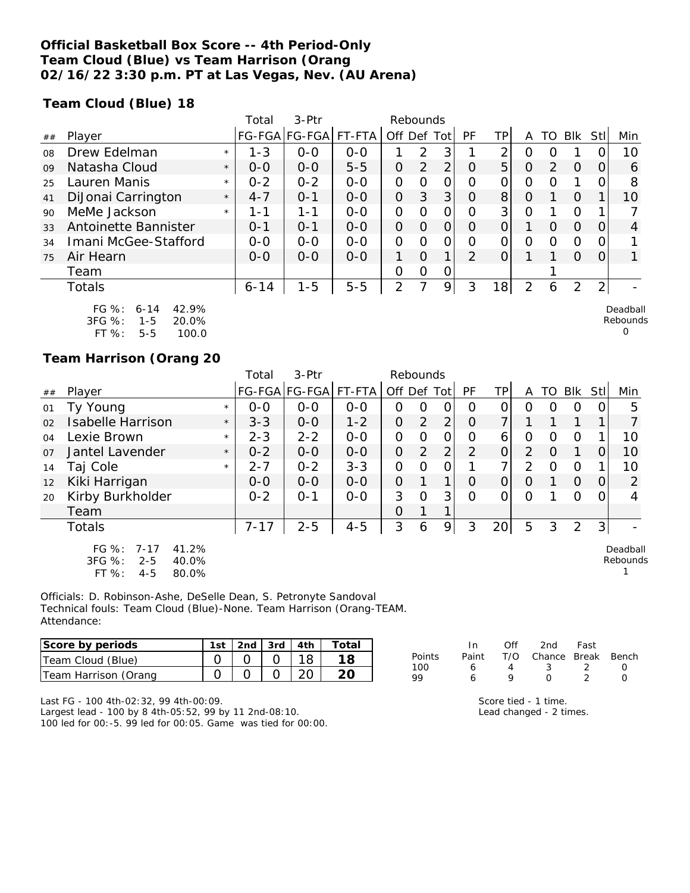**Official Basketball Box Score -- 4th Period-Only**
**Team Cloud (Blue) vs Team Harrison (Orang**
**02/16/22 3:30 p.m. PT at Las Vegas, Nev. (AU Arena)**

**Team Cloud (Blue) 18**

| ## | Player | | Total FG-FGA | 3-Ptr FG-FGA | FT-FTA | Rebounds Off | Def | Tot | PF | TP | A | TO | Blk | Stl | Min |
|---|---|---|---|---|---|---|---|---|---|---|---|---|---|---|---|
| 08 | Drew Edelman | * | 1-3 | 0-0 | 0-0 | 1 | 2 | 3 | 1 | 2 | 0 | 0 | 1 | 0 | 10 |
| 09 | Natasha Cloud | * | 0-0 | 0-0 | 5-5 | 0 | 2 | 2 | 0 | 5 | 0 | 2 | 0 | 0 | 6 |
| 25 | Lauren Manis | * | 0-2 | 0-2 | 0-0 | 0 | 0 | 0 | 0 | 0 | 0 | 0 | 1 | 0 | 8 |
| 41 | DiJonai Carrington | * | 4-7 | 0-1 | 0-0 | 0 | 3 | 3 | 0 | 8 | 0 | 1 | 0 | 1 | 10 |
| 90 | MeMe Jackson | * | 1-1 | 1-1 | 0-0 | 0 | 0 | 0 | 0 | 3 | 0 | 1 | 0 | 1 | 7 |
| 33 | Antoinette Bannister | | 0-1 | 0-1 | 0-0 | 0 | 0 | 0 | 0 | 0 | 1 | 0 | 0 | 0 | 4 |
| 34 | Imani McGee-Stafford | | 0-0 | 0-0 | 0-0 | 0 | 0 | 0 | 0 | 0 | 0 | 0 | 0 | 0 | 1 |
| 75 | Air Hearn | | 0-0 | 0-0 | 0-0 | 1 | 0 | 1 | 2 | 0 | 1 | 1 | 0 | 0 | 1 |
| | Team | | | | | 0 | 0 | 0 | | | | 1 | | | |
| | Totals | | 6-14 | 1-5 | 5-5 | 2 | 7 | 9 | 3 | 18 | 2 | 6 | 2 | 2 | - |

FG %: 6-14 42.9%
3FG %: 1-5 20.0%
FT %: 5-5 100.0

Deadball Rebounds 0

**Team Harrison (Orang 20**

| ## | Player | | Total FG-FGA | 3-Ptr FG-FGA | FT-FTA | Rebounds Off | Def | Tot | PF | TP | A | TO | Blk | Stl | Min |
|---|---|---|---|---|---|---|---|---|---|---|---|---|---|---|---|
| 01 | Ty Young | * | 0-0 | 0-0 | 0-0 | 0 | 0 | 0 | 0 | 0 | 0 | 0 | 0 | 0 | 5 |
| 02 | Isabelle Harrison | * | 3-3 | 0-0 | 1-2 | 0 | 2 | 2 | 0 | 7 | 1 | 1 | 1 | 1 | 7 |
| 04 | Lexie Brown | * | 2-3 | 2-2 | 0-0 | 0 | 0 | 0 | 0 | 6 | 0 | 0 | 0 | 1 | 10 |
| 07 | Jantel Lavender | * | 0-2 | 0-0 | 0-0 | 0 | 2 | 2 | 2 | 0 | 2 | 0 | 1 | 0 | 10 |
| 14 | Taj Cole | * | 2-7 | 0-2 | 3-3 | 0 | 0 | 0 | 1 | 7 | 2 | 0 | 0 | 1 | 10 |
| 12 | Kiki Harrigan | | 0-0 | 0-0 | 0-0 | 0 | 1 | 1 | 0 | 0 | 0 | 1 | 0 | 0 | 2 |
| 20 | Kirby Burkholder | | 0-2 | 0-1 | 0-0 | 3 | 0 | 3 | 0 | 0 | 0 | 1 | 0 | 0 | 4 |
| | Team | | | | | 0 | 1 | 1 | | | | | | | |
| | Totals | | 7-17 | 2-5 | 4-5 | 3 | 6 | 9 | 3 | 20 | 5 | 3 | 2 | 3 | - |

FG %: 7-17 41.2%
3FG %: 2-5 40.0%
FT %: 4-5 80.0%

Deadball Rebounds 1

Officials: D. Robinson-Ashe, DeSelle Dean, S. Petronyte Sandoval
Technical fouls: Team Cloud (Blue)-None. Team Harrison (Orang-TEAM.
Attendance:

| Score by periods | 1st | 2nd | 3rd | 4th | Total |
|---|---|---|---|---|---|
| Team Cloud (Blue) | 0 | 0 | 0 | 18 | **18** |
| Team Harrison (Orang | 0 | 0 | 0 | 20 | **20** |

| Points | In Paint | Off T/O | 2nd Chance | Fast Break | Bench |
|---|---|---|---|---|---|
| 100 | 6 | 4 | 3 | 2 | 0 |
| 99 | 6 | 9 | 0 | 2 | 0 |

Last FG - 100 4th-02:32, 99 4th-00:09.
Largest lead - 100 by 8 4th-05:52, 99 by 11 2nd-08:10.
100 led for 00:-5. 99 led for 00:05. Game was tied for 00:00.

Score tied - 1 time.
Lead changed - 2 times.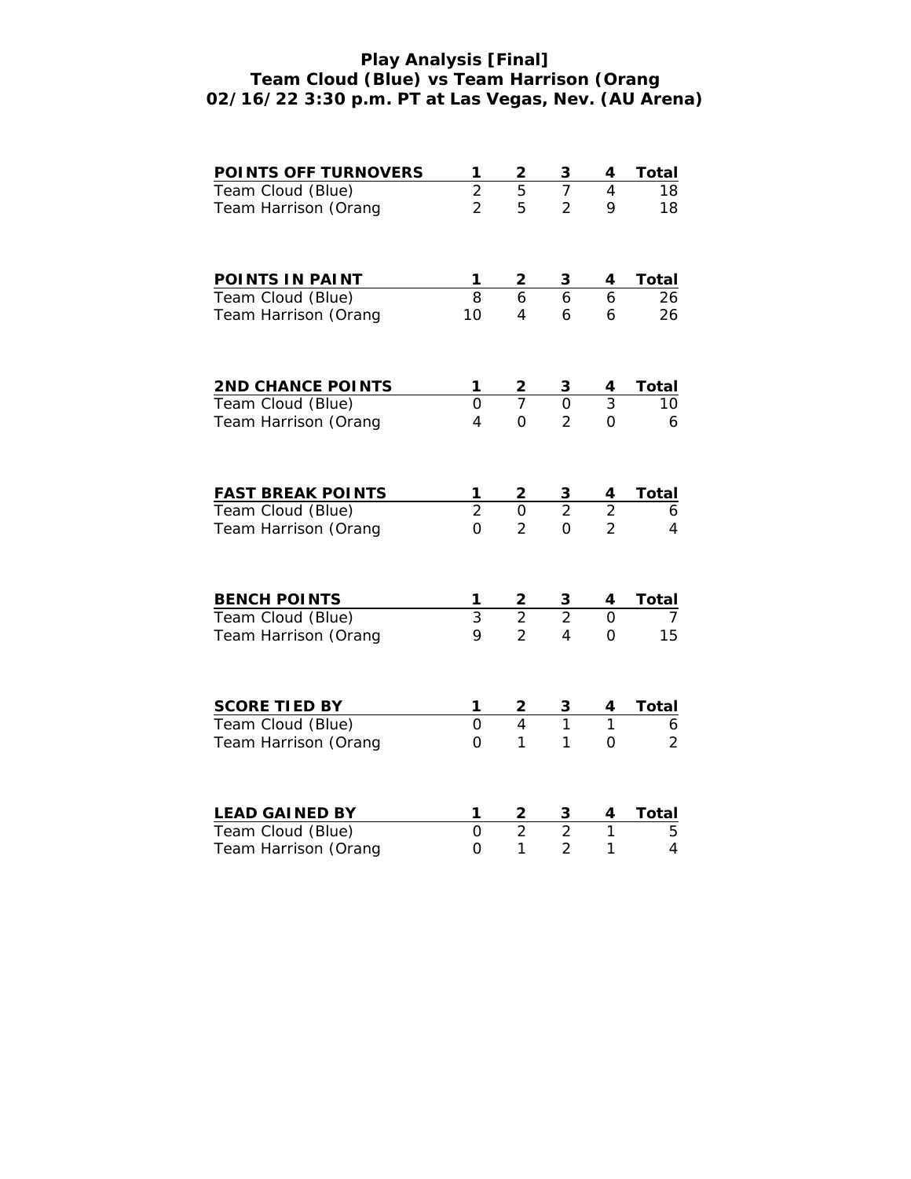# Play Analysis [Final]
## Team Cloud (Blue) vs Team Harrison (Orang
### 02/16/22 3:30 p.m. PT at Las Vegas, Nev. (AU Arena)

| POINTS OFF TURNOVERS | 1 | 2 | 3 | 4 | Total |
|---|---|---|---|---|---|
| Team Cloud (Blue) | 2 | 5 | 7 | 4 | 18 |
| Team Harrison (Orang | 2 | 5 | 2 | 9 | 18 |

| POINTS IN PAINT | 1 | 2 | 3 | 4 | Total |
|---|---|---|---|---|---|
| Team Cloud (Blue) | 8 | 6 | 6 | 6 | 26 |
| Team Harrison (Orang | 10 | 4 | 6 | 6 | 26 |

| 2ND CHANCE POINTS | 1 | 2 | 3 | 4 | Total |
|---|---|---|---|---|---|
| Team Cloud (Blue) | 0 | 7 | 0 | 3 | 10 |
| Team Harrison (Orang | 4 | 0 | 2 | 0 | 6 |

| FAST BREAK POINTS | 1 | 2 | 3 | 4 | Total |
|---|---|---|---|---|---|
| Team Cloud (Blue) | 2 | 0 | 2 | 2 | 6 |
| Team Harrison (Orang | 0 | 2 | 0 | 2 | 4 |

| BENCH POINTS | 1 | 2 | 3 | 4 | Total |
|---|---|---|---|---|---|
| Team Cloud (Blue) | 3 | 2 | 2 | 0 | 7 |
| Team Harrison (Orang | 9 | 2 | 4 | 0 | 15 |

| SCORE TIED BY | 1 | 2 | 3 | 4 | Total |
|---|---|---|---|---|---|
| Team Cloud (Blue) | 0 | 4 | 1 | 1 | 6 |
| Team Harrison (Orang | 0 | 1 | 1 | 0 | 2 |

| LEAD GAINED BY | 1 | 2 | 3 | 4 | Total |
|---|---|---|---|---|---|
| Team Cloud (Blue) | 0 | 2 | 2 | 1 | 5 |
| Team Harrison (Orang | 0 | 1 | 2 | 1 | 4 |